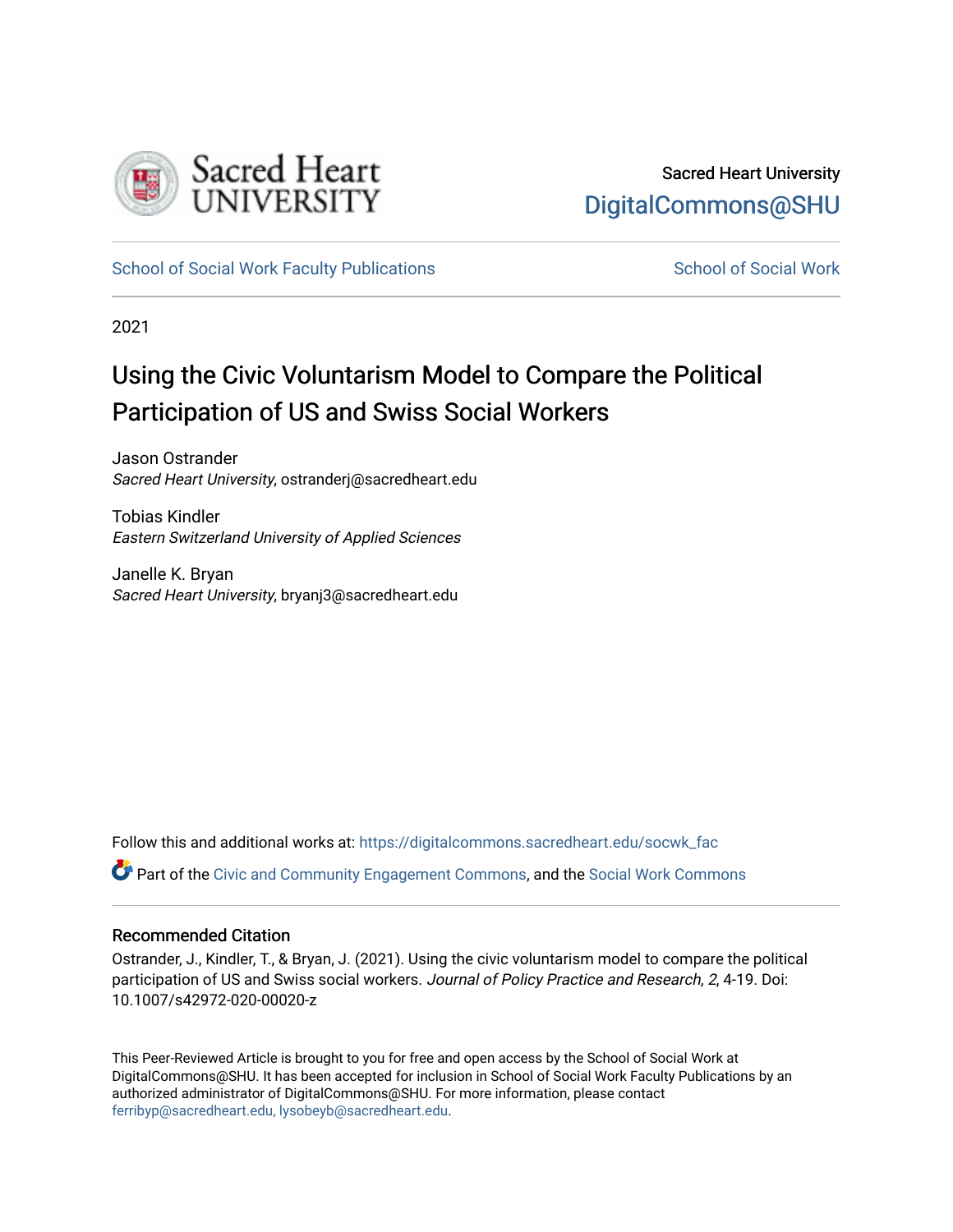Sacred Heart University

DigitalCommons@SHU

School of Social Work Faculty Publications

School of Social Work

2021

# Using the Civic Voluntarism Model to Compare the Political Participation of US and Swiss Social Workers

Jason Ostrander
*Sacred Heart University*, ostranderj@sacredheart.edu

Tobias Kindler
*Eastern Switzerland University of Applied Sciences*

Janelle K. Bryan
*Sacred Heart University*, bryanj3@sacredheart.edu

Follow this and additional works at: https://digitalcommons.sacredheart.edu/socwk_fac

Part of the Civic and Community Engagement Commons, and the Social Work Commons

## Recommended Citation

Ostrander, J., Kindler, T., & Bryan, J. (2021). Using the civic voluntarism model to compare the political participation of US and Swiss social workers. *Journal of Policy Practice and Research*, *2*, 4-19. Doi: 10.1007/s42972-020-00020-z

This Peer-Reviewed Article is brought to you for free and open access by the School of Social Work at DigitalCommons@SHU. It has been accepted for inclusion in School of Social Work Faculty Publications by an authorized administrator of DigitalCommons@SHU. For more information, please contact ferribyp@sacredheart.edu, lysobeyb@sacredheart.edu.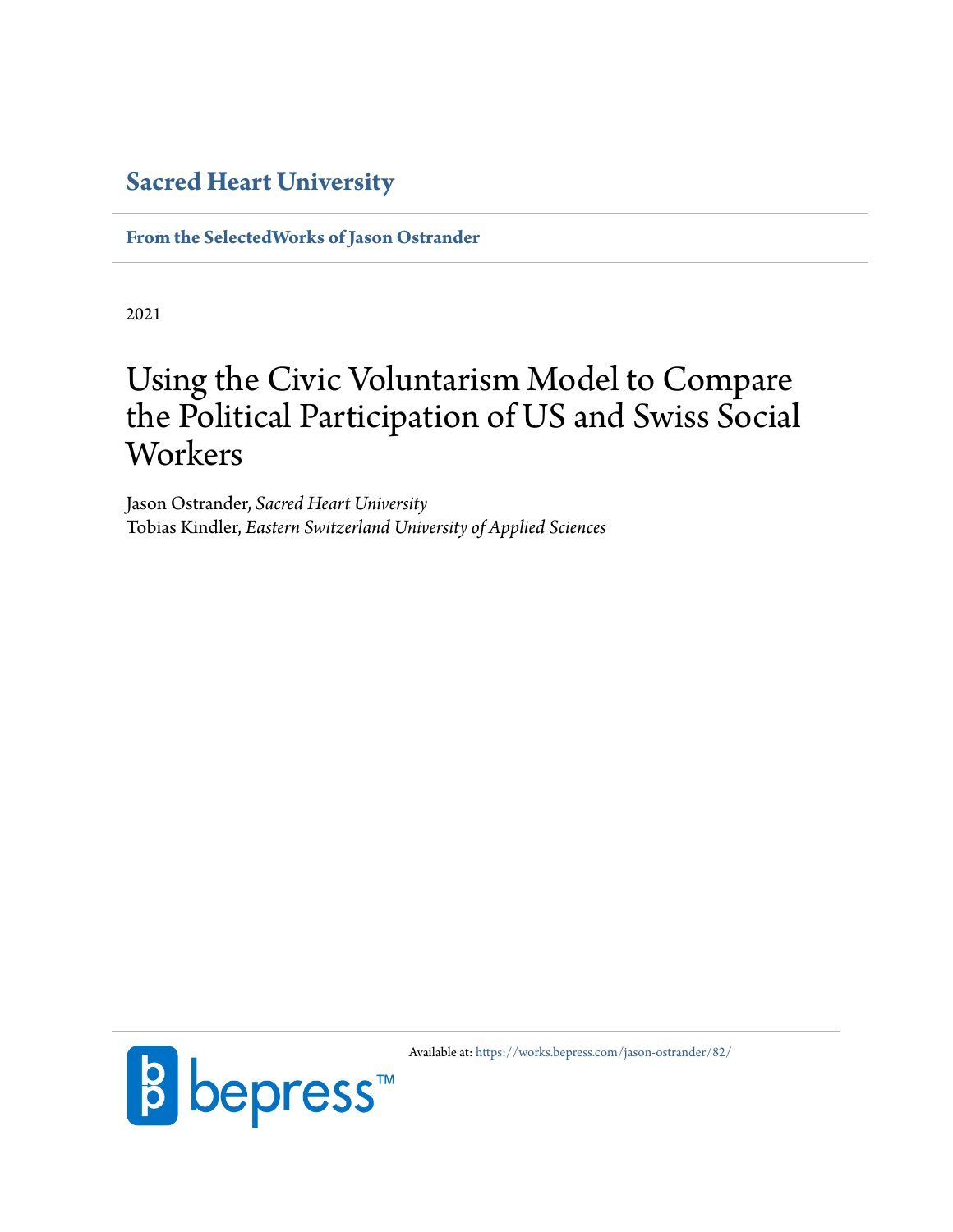## Sacred Heart University

**From the SelectedWorks of Jason Ostrander**

2021

# Using the Civic Voluntarism Model to Compare the Political Participation of US and Swiss Social Workers

Jason Ostrander, *Sacred Heart University*
Tobias Kindler, *Eastern Switzerland University of Applied Sciences*

Available at: https://works.bepress.com/jason-ostrander/82/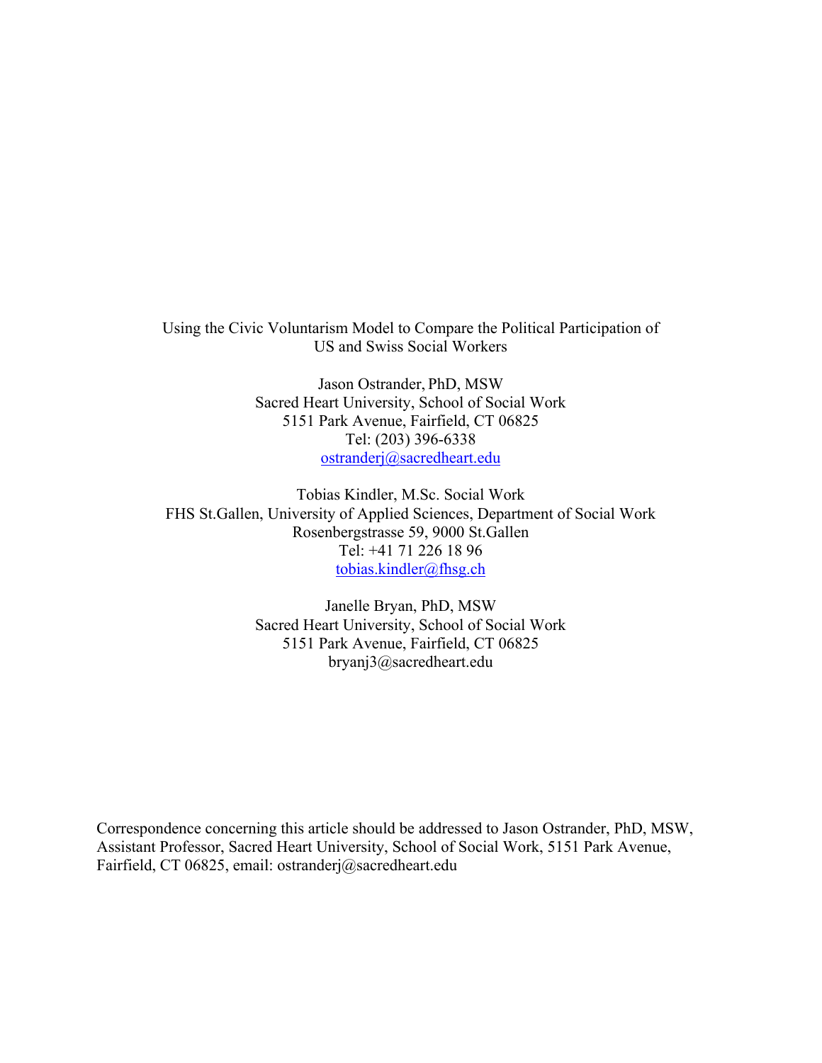Using the Civic Voluntarism Model to Compare the Political Participation of US and Swiss Social Workers

Jason Ostrander, PhD, MSW
Sacred Heart University, School of Social Work
5151 Park Avenue, Fairfield, CT 06825
Tel: (203) 396-6338
ostranderj@sacredheart.edu

Tobias Kindler, M.Sc. Social Work
FHS St.Gallen, University of Applied Sciences, Department of Social Work
Rosenbergstrasse 59, 9000 St.Gallen
Tel: +41 71 226 18 96
tobias.kindler@fhsg.ch

Janelle Bryan, PhD, MSW
Sacred Heart University, School of Social Work
5151 Park Avenue, Fairfield, CT 06825
bryanj3@sacredheart.edu

Correspondence concerning this article should be addressed to Jason Ostrander, PhD, MSW, Assistant Professor, Sacred Heart University, School of Social Work, 5151 Park Avenue, Fairfield, CT 06825, email: ostranderj@sacredheart.edu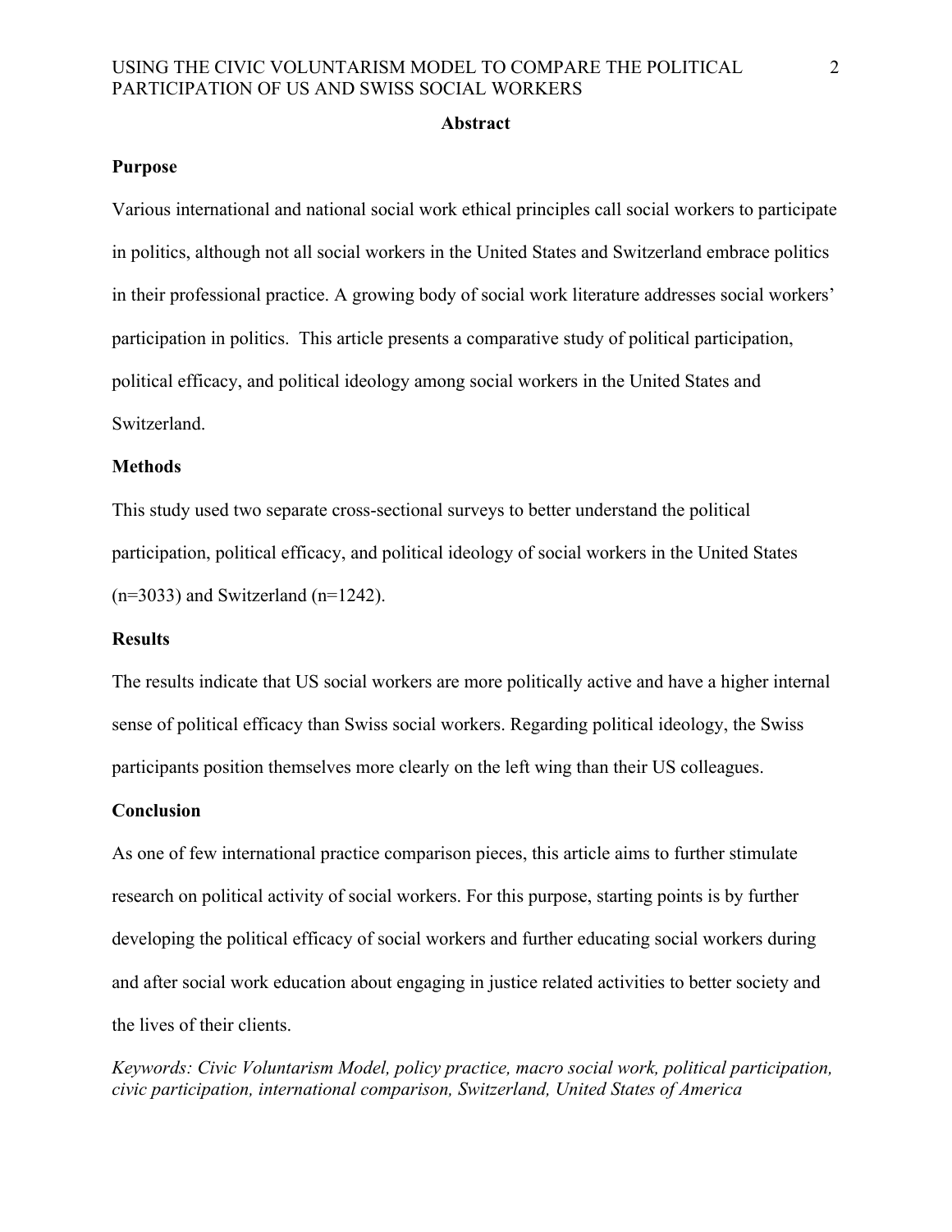## Abstract

### Purpose

Various international and national social work ethical principles call social workers to participate in politics, although not all social workers in the United States and Switzerland embrace politics in their professional practice. A growing body of social work literature addresses social workers' participation in politics. This article presents a comparative study of political participation, political efficacy, and political ideology among social workers in the United States and Switzerland.

### Methods

This study used two separate cross-sectional surveys to better understand the political participation, political efficacy, and political ideology of social workers in the United States (n=3033) and Switzerland (n=1242).

### Results

The results indicate that US social workers are more politically active and have a higher internal sense of political efficacy than Swiss social workers. Regarding political ideology, the Swiss participants position themselves more clearly on the left wing than their US colleagues.

### Conclusion

As one of few international practice comparison pieces, this article aims to further stimulate research on political activity of social workers. For this purpose, starting points is by further developing the political efficacy of social workers and further educating social workers during and after social work education about engaging in justice related activities to better society and the lives of their clients.

*Keywords: Civic Voluntarism Model, policy practice, macro social work, political participation, civic participation, international comparison, Switzerland, United States of America*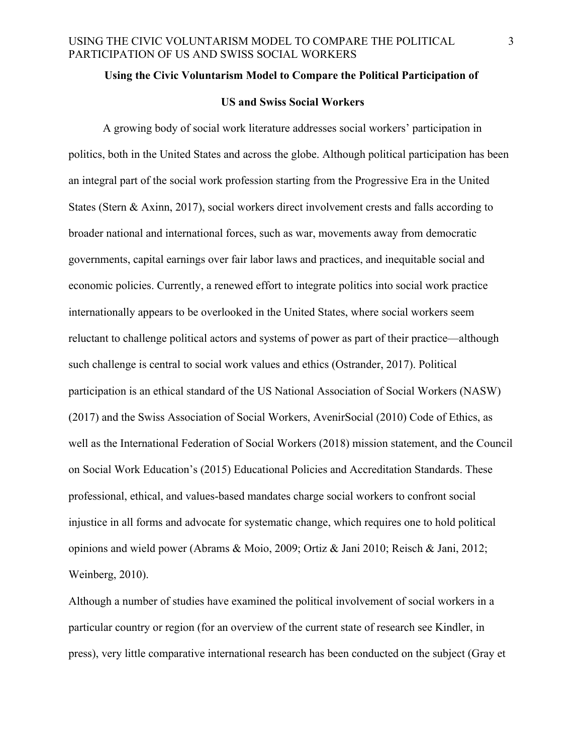**Using the Civic Voluntarism Model to Compare the Political Participation of US and Swiss Social Workers**

A growing body of social work literature addresses social workers' participation in politics, both in the United States and across the globe. Although political participation has been an integral part of the social work profession starting from the Progressive Era in the United States (Stern & Axinn, 2017), social workers direct involvement crests and falls according to broader national and international forces, such as war, movements away from democratic governments, capital earnings over fair labor laws and practices, and inequitable social and economic policies. Currently, a renewed effort to integrate politics into social work practice internationally appears to be overlooked in the United States, where social workers seem reluctant to challenge political actors and systems of power as part of their practice—although such challenge is central to social work values and ethics (Ostrander, 2017). Political participation is an ethical standard of the US National Association of Social Workers (NASW) (2017) and the Swiss Association of Social Workers, AvenirSocial (2010) Code of Ethics, as well as the International Federation of Social Workers (2018) mission statement, and the Council on Social Work Education's (2015) Educational Policies and Accreditation Standards. These professional, ethical, and values-based mandates charge social workers to confront social injustice in all forms and advocate for systematic change, which requires one to hold political opinions and wield power (Abrams & Moio, 2009; Ortiz & Jani 2010; Reisch & Jani, 2012; Weinberg, 2010).

Although a number of studies have examined the political involvement of social workers in a particular country or region (for an overview of the current state of research see Kindler, in press), very little comparative international research has been conducted on the subject (Gray et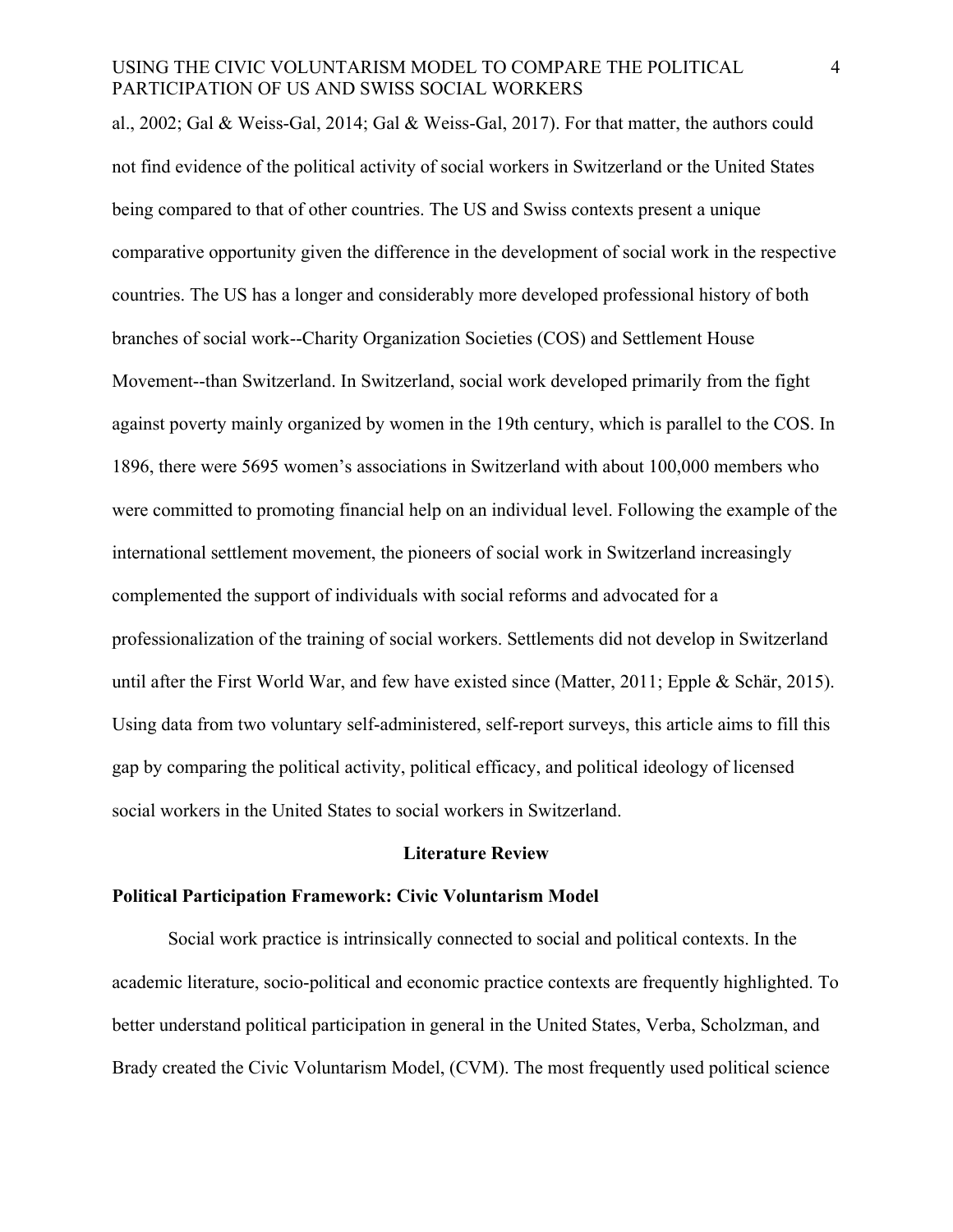al., 2002; Gal & Weiss-Gal, 2014; Gal & Weiss-Gal, 2017). For that matter, the authors could not find evidence of the political activity of social workers in Switzerland or the United States being compared to that of other countries. The US and Swiss contexts present a unique comparative opportunity given the difference in the development of social work in the respective countries. The US has a longer and considerably more developed professional history of both branches of social work--Charity Organization Societies (COS) and Settlement House Movement--than Switzerland. In Switzerland, social work developed primarily from the fight against poverty mainly organized by women in the 19th century, which is parallel to the COS. In 1896, there were 5695 women's associations in Switzerland with about 100,000 members who were committed to promoting financial help on an individual level. Following the example of the international settlement movement, the pioneers of social work in Switzerland increasingly complemented the support of individuals with social reforms and advocated for a professionalization of the training of social workers. Settlements did not develop in Switzerland until after the First World War, and few have existed since (Matter, 2011; Epple & Schär, 2015). Using data from two voluntary self-administered, self-report surveys, this article aims to fill this gap by comparing the political activity, political efficacy, and political ideology of licensed social workers in the United States to social workers in Switzerland.

## Literature Review

### Political Participation Framework: Civic Voluntarism Model

Social work practice is intrinsically connected to social and political contexts. In the academic literature, socio-political and economic practice contexts are frequently highlighted. To better understand political participation in general in the United States, Verba, Scholzman, and Brady created the Civic Voluntarism Model, (CVM). The most frequently used political science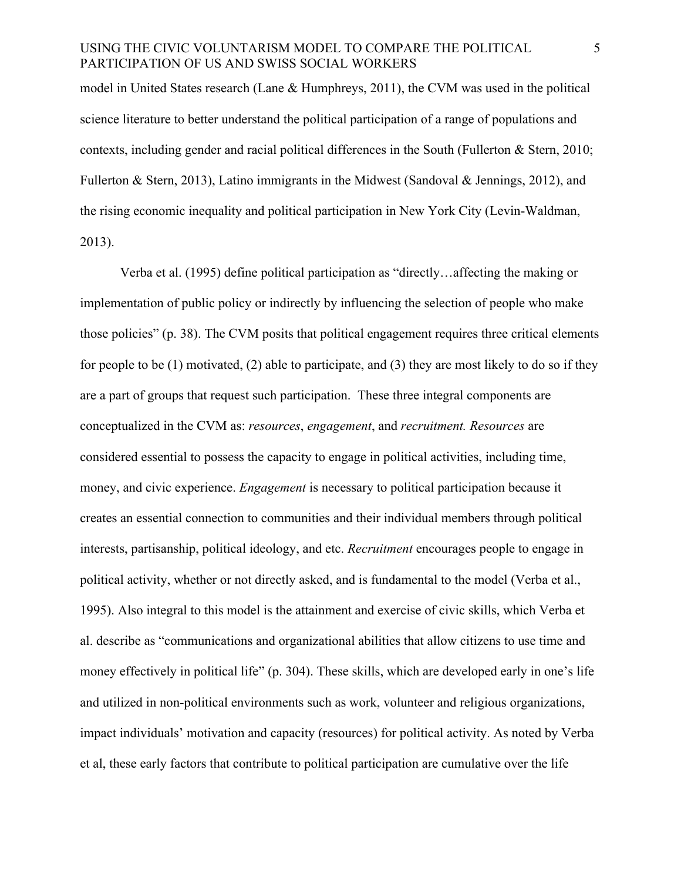model in United States research (Lane & Humphreys, 2011), the CVM was used in the political science literature to better understand the political participation of a range of populations and contexts, including gender and racial political differences in the South (Fullerton & Stern, 2010; Fullerton & Stern, 2013), Latino immigrants in the Midwest (Sandoval & Jennings, 2012), and the rising economic inequality and political participation in New York City (Levin-Waldman, 2013).

Verba et al. (1995) define political participation as "directly…affecting the making or implementation of public policy or indirectly by influencing the selection of people who make those policies" (p. 38). The CVM posits that political engagement requires three critical elements for people to be (1) motivated, (2) able to participate, and (3) they are most likely to do so if they are a part of groups that request such participation. These three integral components are conceptualized in the CVM as: *resources*, *engagement*, and *recruitment. Resources* are considered essential to possess the capacity to engage in political activities, including time, money, and civic experience. *Engagement* is necessary to political participation because it creates an essential connection to communities and their individual members through political interests, partisanship, political ideology, and etc. *Recruitment* encourages people to engage in political activity, whether or not directly asked, and is fundamental to the model (Verba et al., 1995). Also integral to this model is the attainment and exercise of civic skills, which Verba et al. describe as "communications and organizational abilities that allow citizens to use time and money effectively in political life" (p. 304). These skills, which are developed early in one's life and utilized in non-political environments such as work, volunteer and religious organizations, impact individuals' motivation and capacity (resources) for political activity. As noted by Verba et al, these early factors that contribute to political participation are cumulative over the life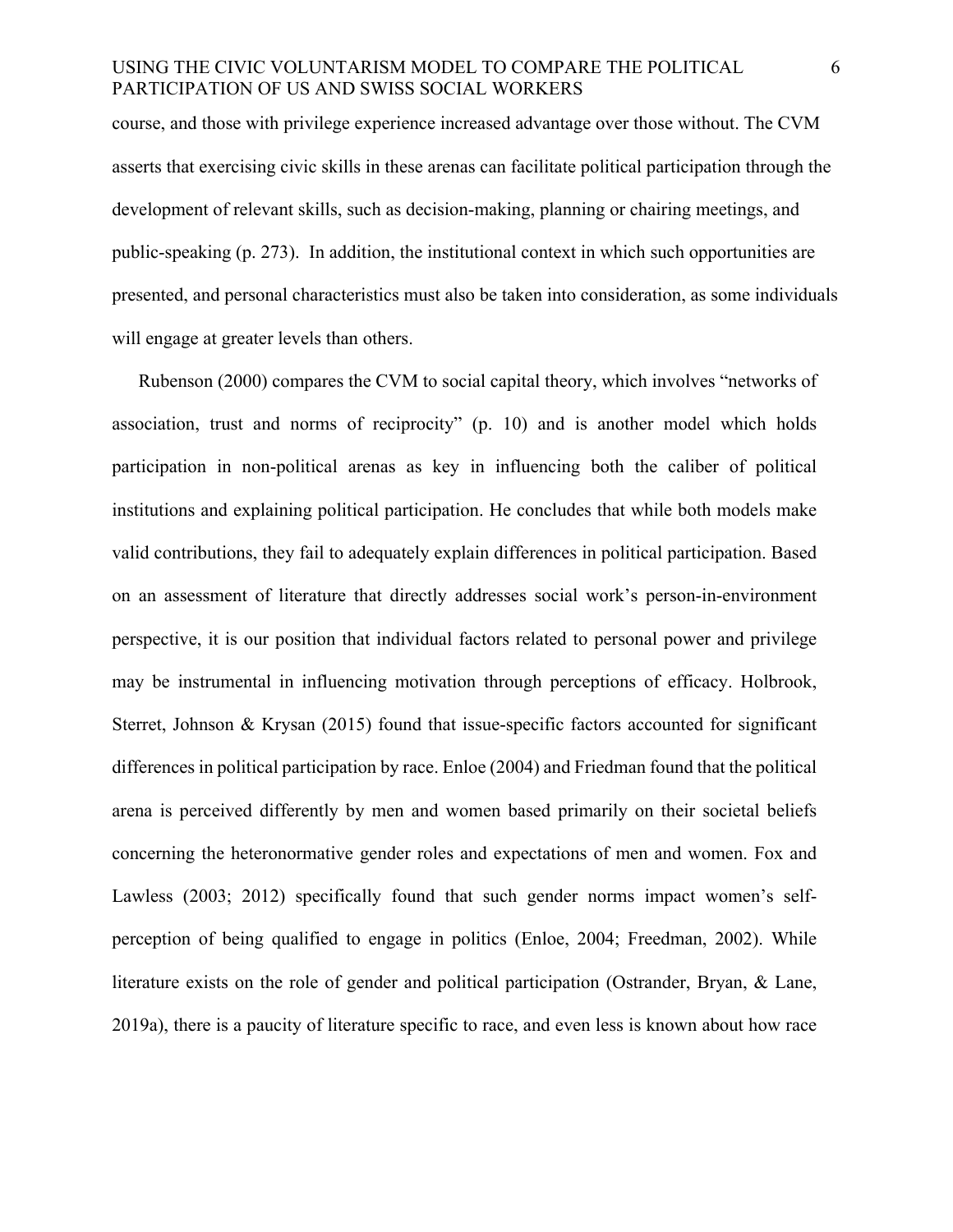course, and those with privilege experience increased advantage over those without. The CVM asserts that exercising civic skills in these arenas can facilitate political participation through the development of relevant skills, such as decision-making, planning or chairing meetings, and public-speaking (p. 273). In addition, the institutional context in which such opportunities are presented, and personal characteristics must also be taken into consideration, as some individuals will engage at greater levels than others.

Rubenson (2000) compares the CVM to social capital theory, which involves "networks of association, trust and norms of reciprocity" (p. 10) and is another model which holds participation in non-political arenas as key in influencing both the caliber of political institutions and explaining political participation. He concludes that while both models make valid contributions, they fail to adequately explain differences in political participation. Based on an assessment of literature that directly addresses social work's person-in-environment perspective, it is our position that individual factors related to personal power and privilege may be instrumental in influencing motivation through perceptions of efficacy. Holbrook, Sterret, Johnson & Krysan (2015) found that issue-specific factors accounted for significant differences in political participation by race. Enloe (2004) and Friedman found that the political arena is perceived differently by men and women based primarily on their societal beliefs concerning the heteronormative gender roles and expectations of men and women. Fox and Lawless (2003; 2012) specifically found that such gender norms impact women's self-perception of being qualified to engage in politics (Enloe, 2004; Freedman, 2002). While literature exists on the role of gender and political participation (Ostrander, Bryan, & Lane, 2019a), there is a paucity of literature specific to race, and even less is known about how race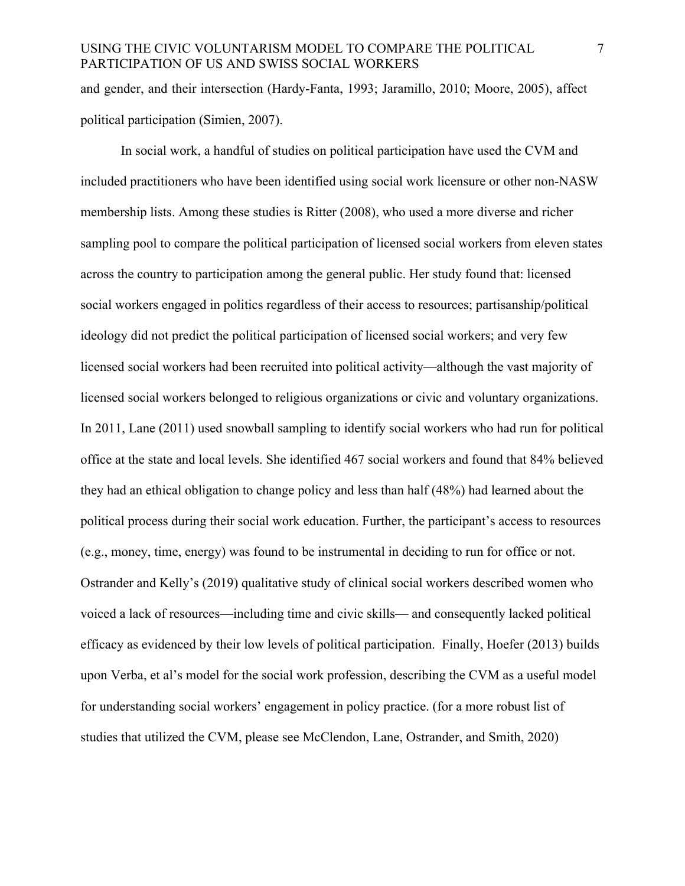and gender, and their intersection (Hardy-Fanta, 1993; Jaramillo, 2010; Moore, 2005), affect political participation (Simien, 2007).

In social work, a handful of studies on political participation have used the CVM and included practitioners who have been identified using social work licensure or other non-NASW membership lists. Among these studies is Ritter (2008), who used a more diverse and richer sampling pool to compare the political participation of licensed social workers from eleven states across the country to participation among the general public. Her study found that: licensed social workers engaged in politics regardless of their access to resources; partisanship/political ideology did not predict the political participation of licensed social workers; and very few licensed social workers had been recruited into political activity—although the vast majority of licensed social workers belonged to religious organizations or civic and voluntary organizations. In 2011, Lane (2011) used snowball sampling to identify social workers who had run for political office at the state and local levels. She identified 467 social workers and found that 84% believed they had an ethical obligation to change policy and less than half (48%) had learned about the political process during their social work education. Further, the participant's access to resources (e.g., money, time, energy) was found to be instrumental in deciding to run for office or not. Ostrander and Kelly's (2019) qualitative study of clinical social workers described women who voiced a lack of resources—including time and civic skills— and consequently lacked political efficacy as evidenced by their low levels of political participation. Finally, Hoefer (2013) builds upon Verba, et al's model for the social work profession, describing the CVM as a useful model for understanding social workers' engagement in policy practice. (for a more robust list of studies that utilized the CVM, please see McClendon, Lane, Ostrander, and Smith, 2020)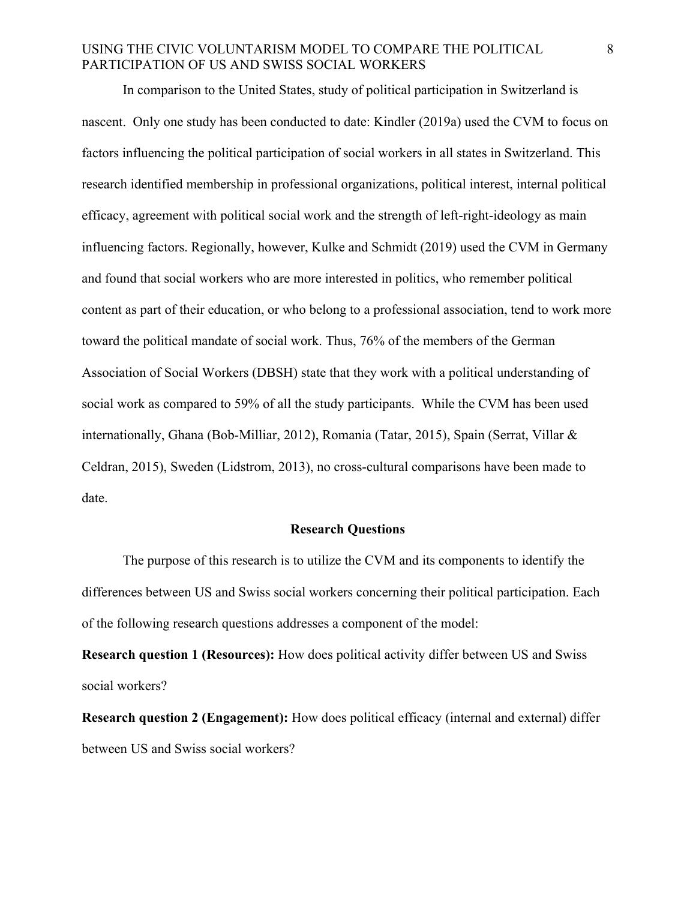In comparison to the United States, study of political participation in Switzerland is nascent. Only one study has been conducted to date: Kindler (2019a) used the CVM to focus on factors influencing the political participation of social workers in all states in Switzerland. This research identified membership in professional organizations, political interest, internal political efficacy, agreement with political social work and the strength of left-right-ideology as main influencing factors. Regionally, however, Kulke and Schmidt (2019) used the CVM in Germany and found that social workers who are more interested in politics, who remember political content as part of their education, or who belong to a professional association, tend to work more toward the political mandate of social work. Thus, 76% of the members of the German Association of Social Workers (DBSH) state that they work with a political understanding of social work as compared to 59% of all the study participants. While the CVM has been used internationally, Ghana (Bob-Milliar, 2012), Romania (Tatar, 2015), Spain (Serrat, Villar & Celdran, 2015), Sweden (Lidstrom, 2013), no cross-cultural comparisons have been made to date.

## Research Questions

The purpose of this research is to utilize the CVM and its components to identify the differences between US and Swiss social workers concerning their political participation. Each of the following research questions addresses a component of the model:

**Research question 1 (Resources):** How does political activity differ between US and Swiss social workers?

**Research question 2 (Engagement):** How does political efficacy (internal and external) differ between US and Swiss social workers?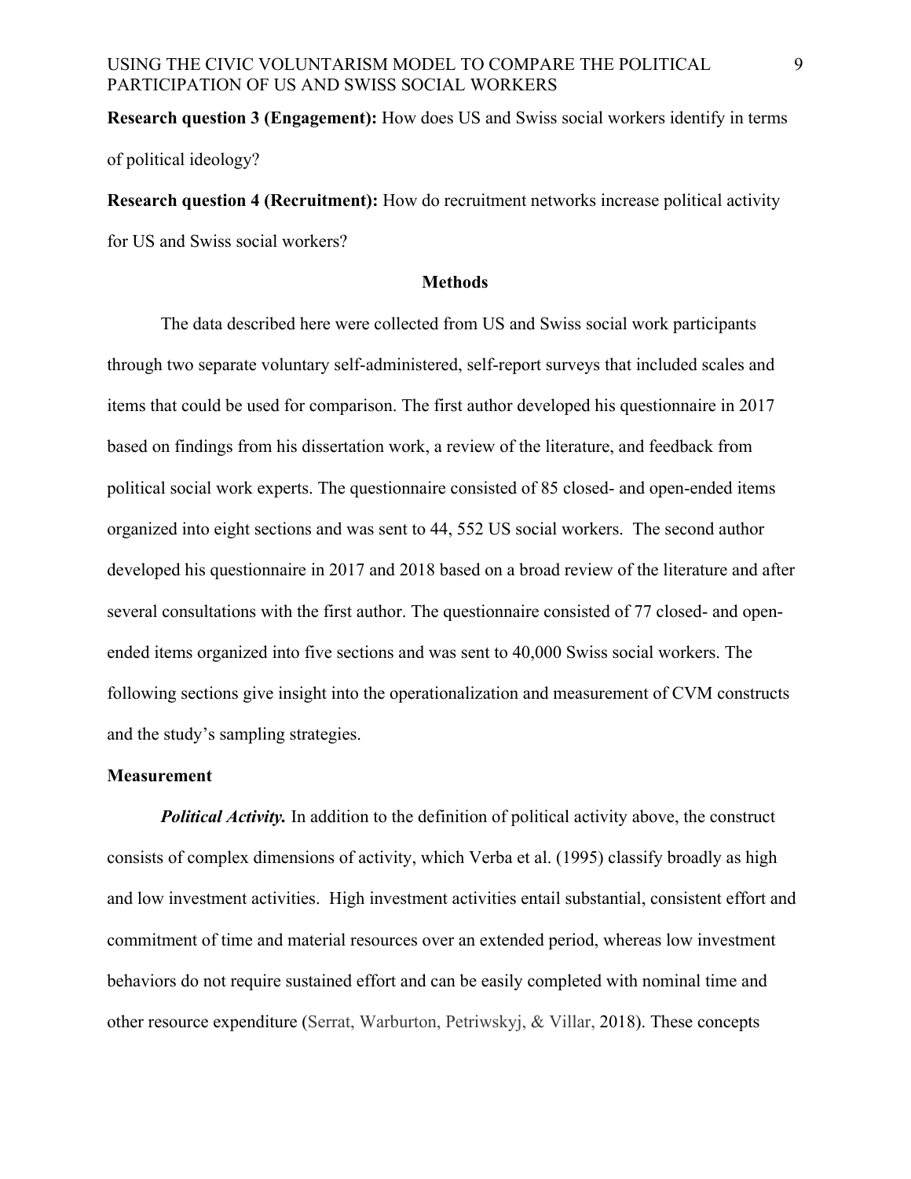**Research question 3 (Engagement):** How does US and Swiss social workers identify in terms of political ideology?

**Research question 4 (Recruitment):** How do recruitment networks increase political activity for US and Swiss social workers?

## Methods

The data described here were collected from US and Swiss social work participants through two separate voluntary self-administered, self-report surveys that included scales and items that could be used for comparison. The first author developed his questionnaire in 2017 based on findings from his dissertation work, a review of the literature, and feedback from political social work experts. The questionnaire consisted of 85 closed- and open-ended items organized into eight sections and was sent to 44, 552 US social workers. The second author developed his questionnaire in 2017 and 2018 based on a broad review of the literature and after several consultations with the first author. The questionnaire consisted of 77 closed- and open-ended items organized into five sections and was sent to 40,000 Swiss social workers. The following sections give insight into the operationalization and measurement of CVM constructs and the study's sampling strategies.

### Measurement

***Political Activity.*** In addition to the definition of political activity above, the construct consists of complex dimensions of activity, which Verba et al. (1995) classify broadly as high and low investment activities. High investment activities entail substantial, consistent effort and commitment of time and material resources over an extended period, whereas low investment behaviors do not require sustained effort and can be easily completed with nominal time and other resource expenditure (Serrat, Warburton, Petriwskyj, & Villar, 2018). These concepts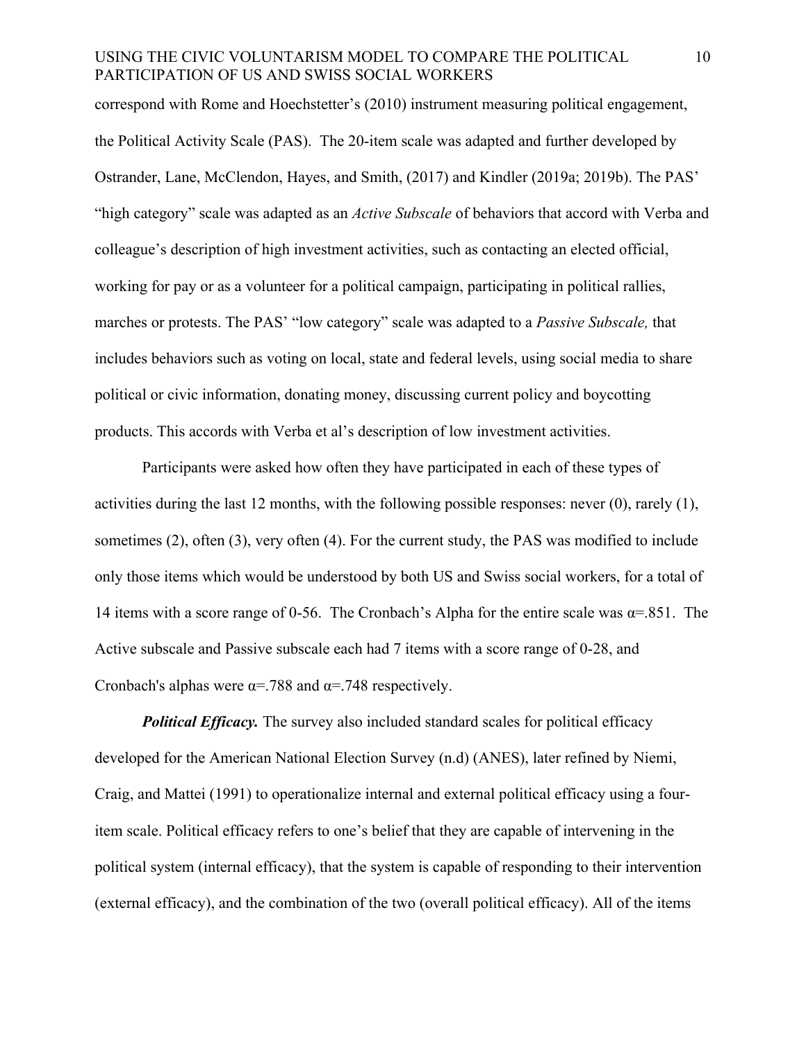correspond with Rome and Hoechstetter's (2010) instrument measuring political engagement, the Political Activity Scale (PAS). The 20-item scale was adapted and further developed by Ostrander, Lane, McClendon, Hayes, and Smith, (2017) and Kindler (2019a; 2019b). The PAS' "high category" scale was adapted as an *Active Subscale* of behaviors that accord with Verba and colleague's description of high investment activities, such as contacting an elected official, working for pay or as a volunteer for a political campaign, participating in political rallies, marches or protests. The PAS' "low category" scale was adapted to a *Passive Subscale,* that includes behaviors such as voting on local, state and federal levels, using social media to share political or civic information, donating money, discussing current policy and boycotting products. This accords with Verba et al's description of low investment activities.

Participants were asked how often they have participated in each of these types of activities during the last 12 months, with the following possible responses: never (0), rarely (1), sometimes (2), often (3), very often (4). For the current study, the PAS was modified to include only those items which would be understood by both US and Swiss social workers, for a total of 14 items with a score range of 0-56. The Cronbach's Alpha for the entire scale was $\alpha=.851$. The Active subscale and Passive subscale each had 7 items with a score range of 0-28, and Cronbach's alphas were $\alpha=.788$ and $\alpha=.748$ respectively.

***Political Efficacy.*** The survey also included standard scales for political efficacy developed for the American National Election Survey (n.d) (ANES), later refined by Niemi, Craig, and Mattei (1991) to operationalize internal and external political efficacy using a four-item scale. Political efficacy refers to one's belief that they are capable of intervening in the political system (internal efficacy), that the system is capable of responding to their intervention (external efficacy), and the combination of the two (overall political efficacy). All of the items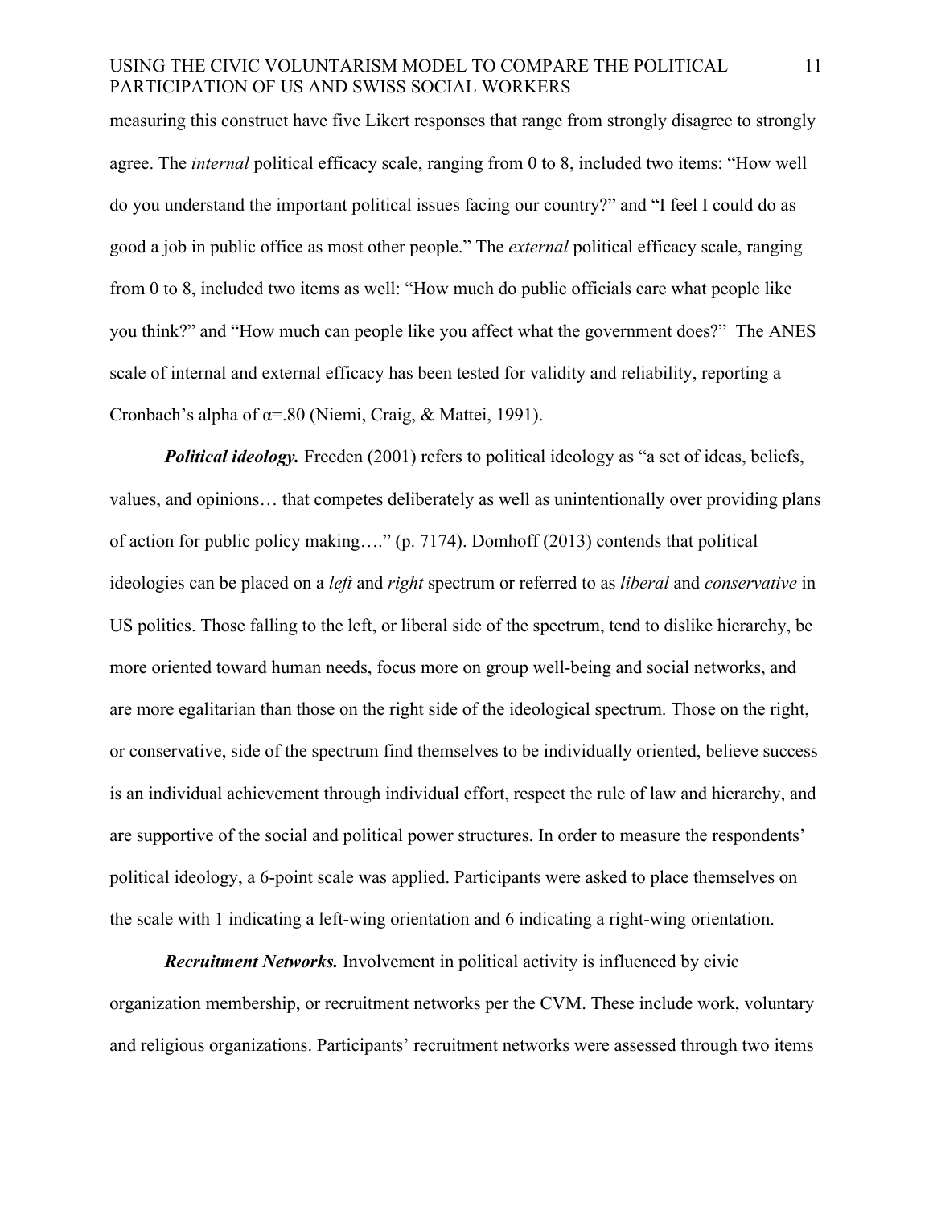measuring this construct have five Likert responses that range from strongly disagree to strongly agree. The *internal* political efficacy scale, ranging from 0 to 8, included two items: "How well do you understand the important political issues facing our country?" and "I feel I could do as good a job in public office as most other people." The *external* political efficacy scale, ranging from 0 to 8, included two items as well: "How much do public officials care what people like you think?" and "How much can people like you affect what the government does?" The ANES scale of internal and external efficacy has been tested for validity and reliability, reporting a Cronbach's alpha of $\alpha$=.80 (Niemi, Craig, & Mattei, 1991).

***Political ideology.*** Freeden (2001) refers to political ideology as "a set of ideas, beliefs, values, and opinions… that competes deliberately as well as unintentionally over providing plans of action for public policy making…." (p. 7174). Domhoff (2013) contends that political ideologies can be placed on a *left* and *right* spectrum or referred to as *liberal* and *conservative* in US politics. Those falling to the left, or liberal side of the spectrum, tend to dislike hierarchy, be more oriented toward human needs, focus more on group well-being and social networks, and are more egalitarian than those on the right side of the ideological spectrum. Those on the right, or conservative, side of the spectrum find themselves to be individually oriented, believe success is an individual achievement through individual effort, respect the rule of law and hierarchy, and are supportive of the social and political power structures. In order to measure the respondents' political ideology, a 6-point scale was applied. Participants were asked to place themselves on the scale with 1 indicating a left-wing orientation and 6 indicating a right-wing orientation.

***Recruitment Networks.*** Involvement in political activity is influenced by civic organization membership, or recruitment networks per the CVM. These include work, voluntary and religious organizations. Participants' recruitment networks were assessed through two items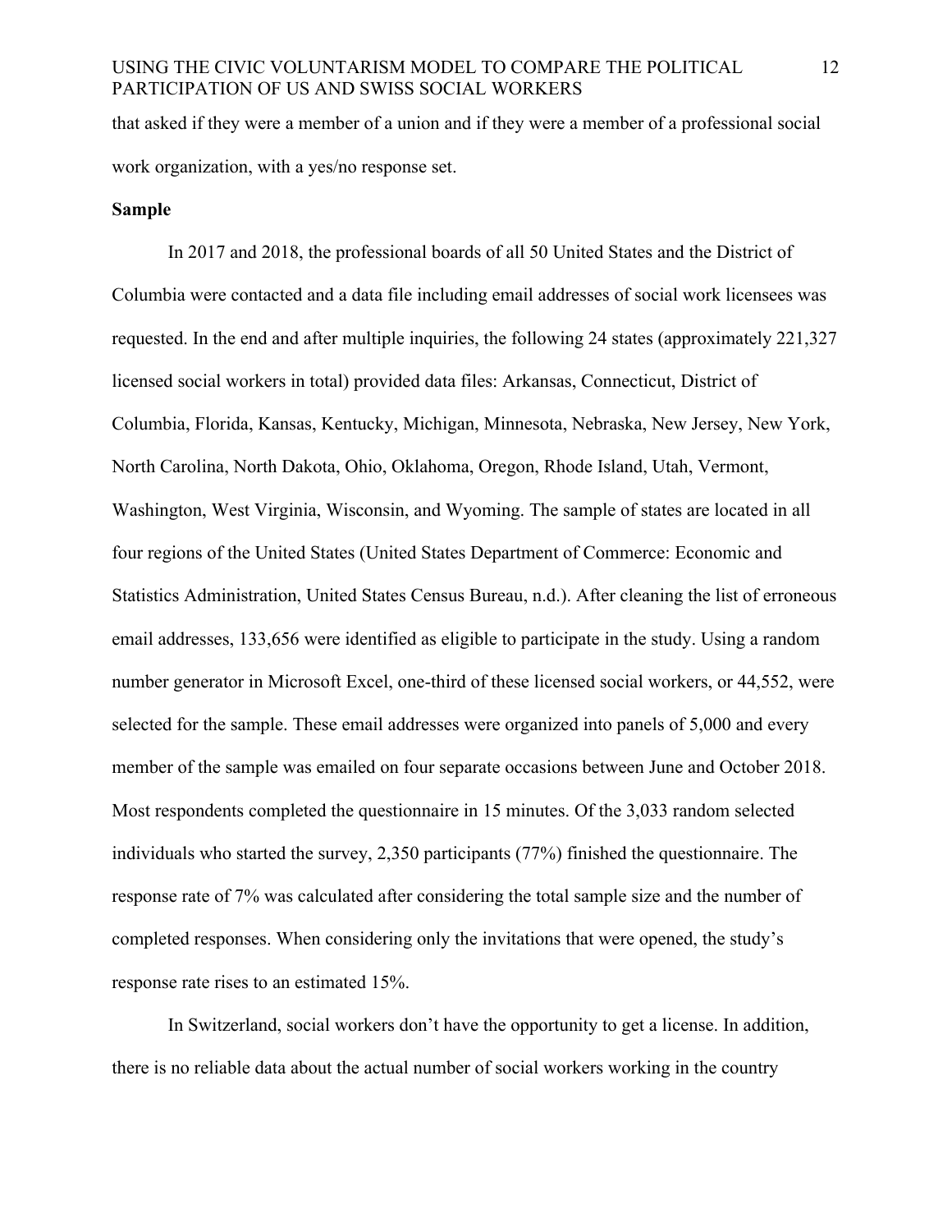that asked if they were a member of a union and if they were a member of a professional social work organization, with a yes/no response set.

**Sample**

In 2017 and 2018, the professional boards of all 50 United States and the District of Columbia were contacted and a data file including email addresses of social work licensees was requested. In the end and after multiple inquiries, the following 24 states (approximately 221,327 licensed social workers in total) provided data files: Arkansas, Connecticut, District of Columbia, Florida, Kansas, Kentucky, Michigan, Minnesota, Nebraska, New Jersey, New York, North Carolina, North Dakota, Ohio, Oklahoma, Oregon, Rhode Island, Utah, Vermont, Washington, West Virginia, Wisconsin, and Wyoming. The sample of states are located in all four regions of the United States (United States Department of Commerce: Economic and Statistics Administration, United States Census Bureau, n.d.). After cleaning the list of erroneous email addresses, 133,656 were identified as eligible to participate in the study. Using a random number generator in Microsoft Excel, one-third of these licensed social workers, or 44,552, were selected for the sample. These email addresses were organized into panels of 5,000 and every member of the sample was emailed on four separate occasions between June and October 2018. Most respondents completed the questionnaire in 15 minutes. Of the 3,033 random selected individuals who started the survey, 2,350 participants (77%) finished the questionnaire. The response rate of 7% was calculated after considering the total sample size and the number of completed responses. When considering only the invitations that were opened, the study's response rate rises to an estimated 15%.

In Switzerland, social workers don't have the opportunity to get a license. In addition, there is no reliable data about the actual number of social workers working in the country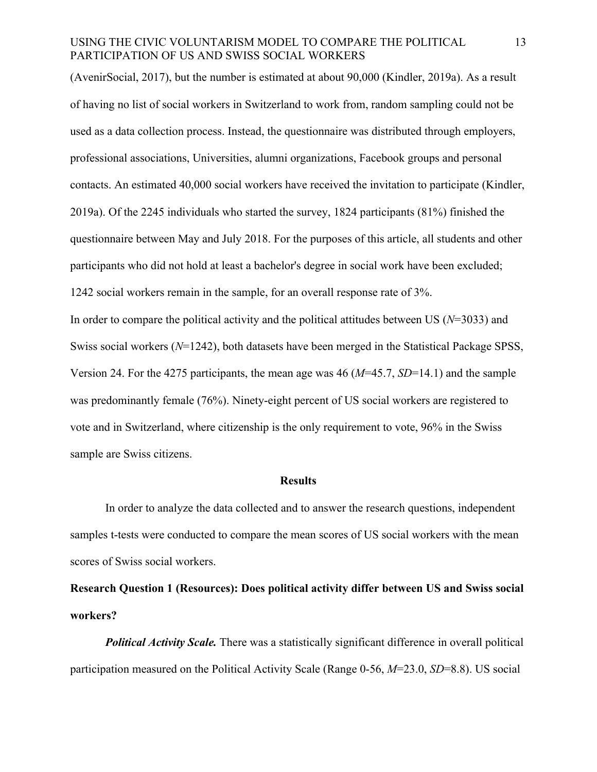(AvenirSocial, 2017), but the number is estimated at about 90,000 (Kindler, 2019a). As a result of having no list of social workers in Switzerland to work from, random sampling could not be used as a data collection process. Instead, the questionnaire was distributed through employers, professional associations, Universities, alumni organizations, Facebook groups and personal contacts. An estimated 40,000 social workers have received the invitation to participate (Kindler, 2019a). Of the 2245 individuals who started the survey, 1824 participants (81%) finished the questionnaire between May and July 2018. For the purposes of this article, all students and other participants who did not hold at least a bachelor's degree in social work have been excluded; 1242 social workers remain in the sample, for an overall response rate of 3%.

In order to compare the political activity and the political attitudes between US ($N$=3033) and Swiss social workers ($N$=1242), both datasets have been merged in the Statistical Package SPSS, Version 24. For the 4275 participants, the mean age was 46 ($M$=45.7, $SD$=14.1) and the sample was predominantly female (76%). Ninety-eight percent of US social workers are registered to vote and in Switzerland, where citizenship is the only requirement to vote, 96% in the Swiss sample are Swiss citizens.

## Results

In order to analyze the data collected and to answer the research questions, independent samples t-tests were conducted to compare the mean scores of US social workers with the mean scores of Swiss social workers.

### Research Question 1 (Resources): Does political activity differ between US and Swiss social workers?

***Political Activity Scale.*** There was a statistically significant difference in overall political participation measured on the Political Activity Scale (Range 0-56, $M$=23.0, $SD$=8.8). US social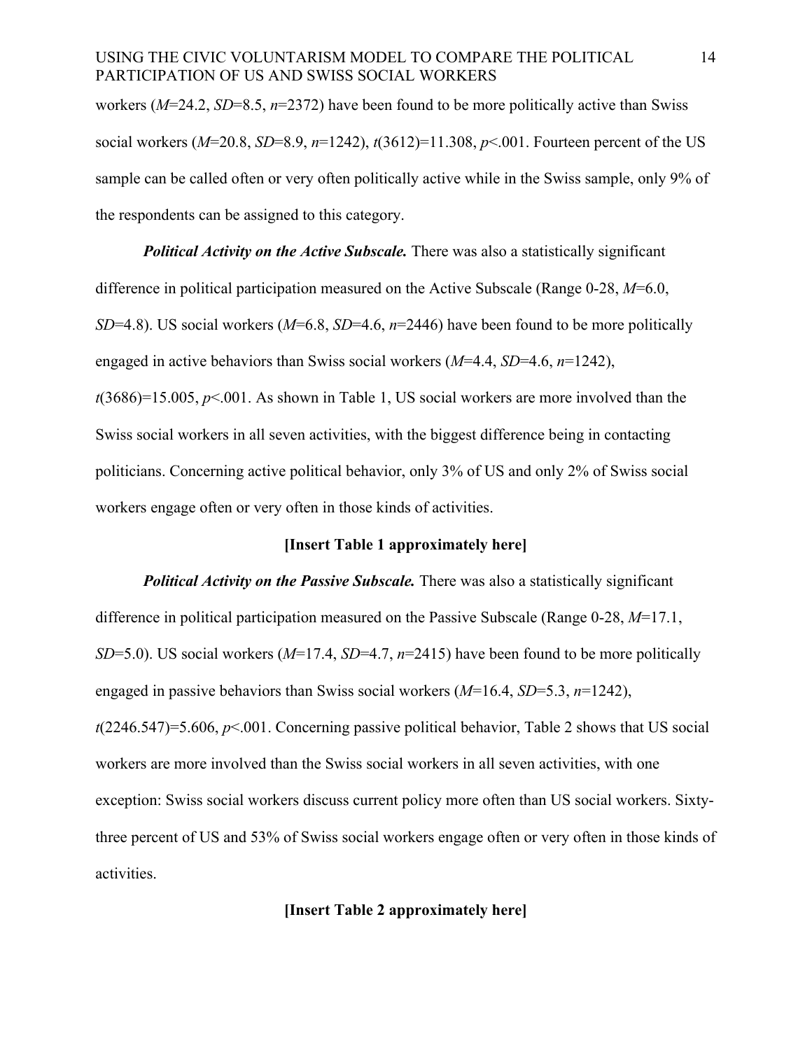workers ($M$=24.2, $SD$=8.5, $n$=2372) have been found to be more politically active than Swiss social workers ($M$=20.8, $SD$=8.9, $n$=1242), $t(3612)=11.308$, $p<.001$. Fourteen percent of the US sample can be called often or very often politically active while in the Swiss sample, only 9% of the respondents can be assigned to this category.

***Political Activity on the Active Subscale.*** There was also a statistically significant difference in political participation measured on the Active Subscale (Range 0-28, $M$=6.0, $SD$=4.8). US social workers ($M$=6.8, $SD$=4.6, $n$=2446) have been found to be more politically engaged in active behaviors than Swiss social workers ($M$=4.4, $SD$=4.6, $n$=1242), $t(3686)=15.005$, $p<.001$. As shown in Table 1, US social workers are more involved than the Swiss social workers in all seven activities, with the biggest difference being in contacting politicians. Concerning active political behavior, only 3% of US and only 2% of Swiss social workers engage often or very often in those kinds of activities.

**[Insert Table 1 approximately here]**

***Political Activity on the Passive Subscale.*** There was also a statistically significant difference in political participation measured on the Passive Subscale (Range 0-28, $M$=17.1, $SD$=5.0). US social workers ($M$=17.4, $SD$=4.7, $n$=2415) have been found to be more politically engaged in passive behaviors than Swiss social workers ($M$=16.4, $SD$=5.3, $n$=1242), $t(2246.547)=5.606$, $p<.001$. Concerning passive political behavior, Table 2 shows that US social workers are more involved than the Swiss social workers in all seven activities, with one exception: Swiss social workers discuss current policy more often than US social workers. Sixty-three percent of US and 53% of Swiss social workers engage often or very often in those kinds of activities.

**[Insert Table 2 approximately here]**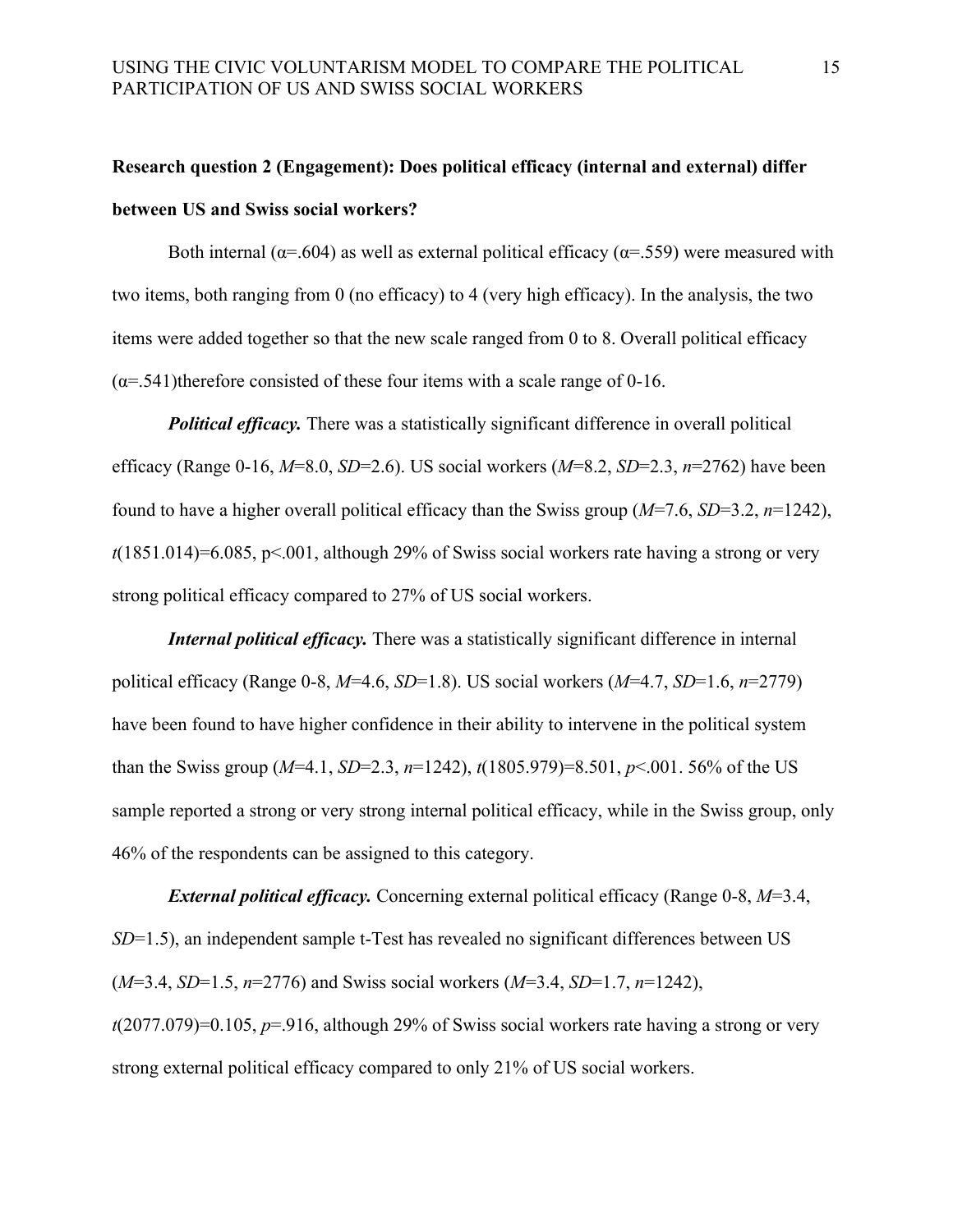**Research question 2 (Engagement): Does political efficacy (internal and external) differ between US and Swiss social workers?**

Both internal ($\alpha$=.604) as well as external political efficacy ($\alpha$=.559) were measured with two items, both ranging from 0 (no efficacy) to 4 (very high efficacy). In the analysis, the two items were added together so that the new scale ranged from 0 to 8. Overall political efficacy ($\alpha$=.541)therefore consisted of these four items with a scale range of 0-16.

***Political efficacy.*** There was a statistically significant difference in overall political efficacy (Range 0-16, $M$=8.0, $SD$=2.6). US social workers ($M$=8.2, $SD$=2.3, $n$=2762) have been found to have a higher overall political efficacy than the Swiss group ($M$=7.6, $SD$=3.2, $n$=1242), $t(1851.014)=6.085$, $p<.001$, although 29% of Swiss social workers rate having a strong or very strong political efficacy compared to 27% of US social workers.

***Internal political efficacy.*** There was a statistically significant difference in internal political efficacy (Range 0-8, $M$=4.6, $SD$=1.8). US social workers ($M$=4.7, $SD$=1.6, $n$=2779) have been found to have higher confidence in their ability to intervene in the political system than the Swiss group ($M$=4.1, $SD$=2.3, $n$=1242), $t(1805.979)=8.501$, $p<.001$. 56% of the US sample reported a strong or very strong internal political efficacy, while in the Swiss group, only 46% of the respondents can be assigned to this category.

***External political efficacy.*** Concerning external political efficacy (Range 0-8, $M$=3.4, $SD$=1.5), an independent sample t-Test has revealed no significant differences between US ($M$=3.4, $SD$=1.5, $n$=2776) and Swiss social workers ($M$=3.4, $SD$=1.7, $n$=1242), $t(2077.079)=0.105$, $p$=.916, although 29% of Swiss social workers rate having a strong or very strong external political efficacy compared to only 21% of US social workers.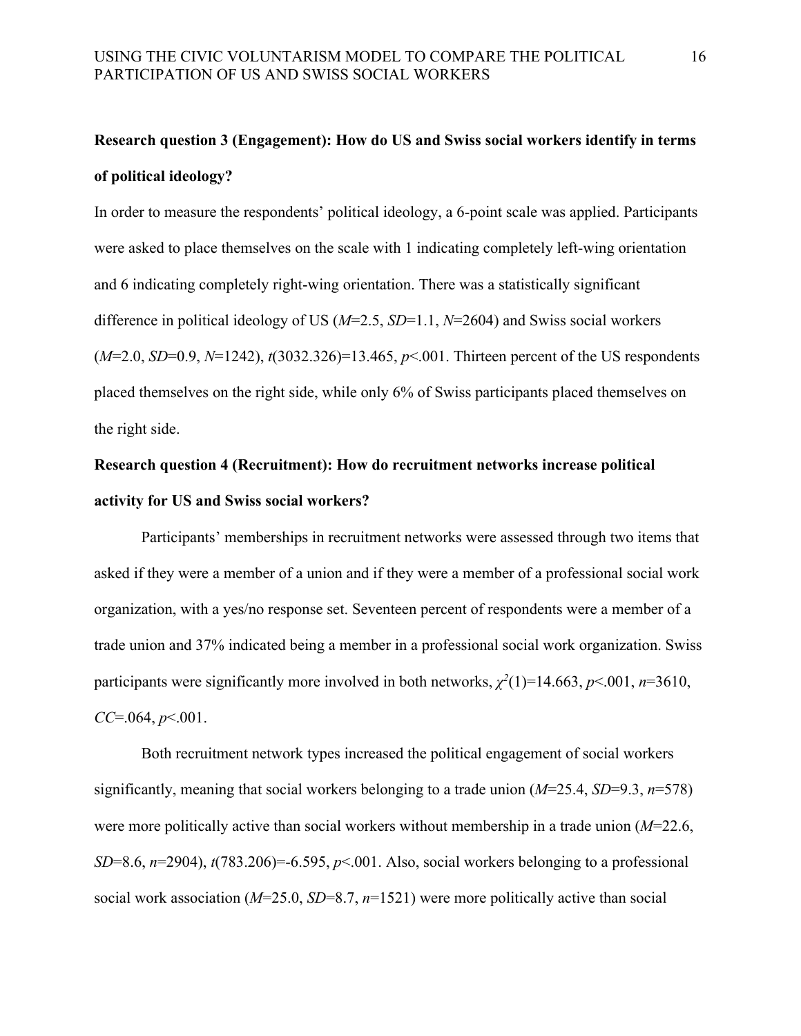**Research question 3 (Engagement): How do US and Swiss social workers identify in terms of political ideology?**

In order to measure the respondents' political ideology, a 6-point scale was applied. Participants were asked to place themselves on the scale with 1 indicating completely left-wing orientation and 6 indicating completely right-wing orientation. There was a statistically significant difference in political ideology of US ($M$=2.5, $SD$=1.1, $N$=2604) and Swiss social workers ($M$=2.0, $SD$=0.9, $N$=1242), $t(3032.326)=13.465$, $p<.001$. Thirteen percent of the US respondents placed themselves on the right side, while only 6% of Swiss participants placed themselves on the right side.

**Research question 4 (Recruitment): How do recruitment networks increase political activity for US and Swiss social workers?**

Participants' memberships in recruitment networks were assessed through two items that asked if they were a member of a union and if they were a member of a professional social work organization, with a yes/no response set. Seventeen percent of respondents were a member of a trade union and 37% indicated being a member in a professional social work organization. Swiss participants were significantly more involved in both networks, $\chi^2(1)=14.663$, $p<.001$, $n$=3610, $CC$=.064, $p<.001$.

Both recruitment network types increased the political engagement of social workers significantly, meaning that social workers belonging to a trade union ($M$=25.4, $SD$=9.3, $n$=578) were more politically active than social workers without membership in a trade union ($M$=22.6, $SD$=8.6, $n$=2904), $t(783.206)=-6.595$, $p<.001$. Also, social workers belonging to a professional social work association ($M$=25.0, $SD$=8.7, $n$=1521) were more politically active than social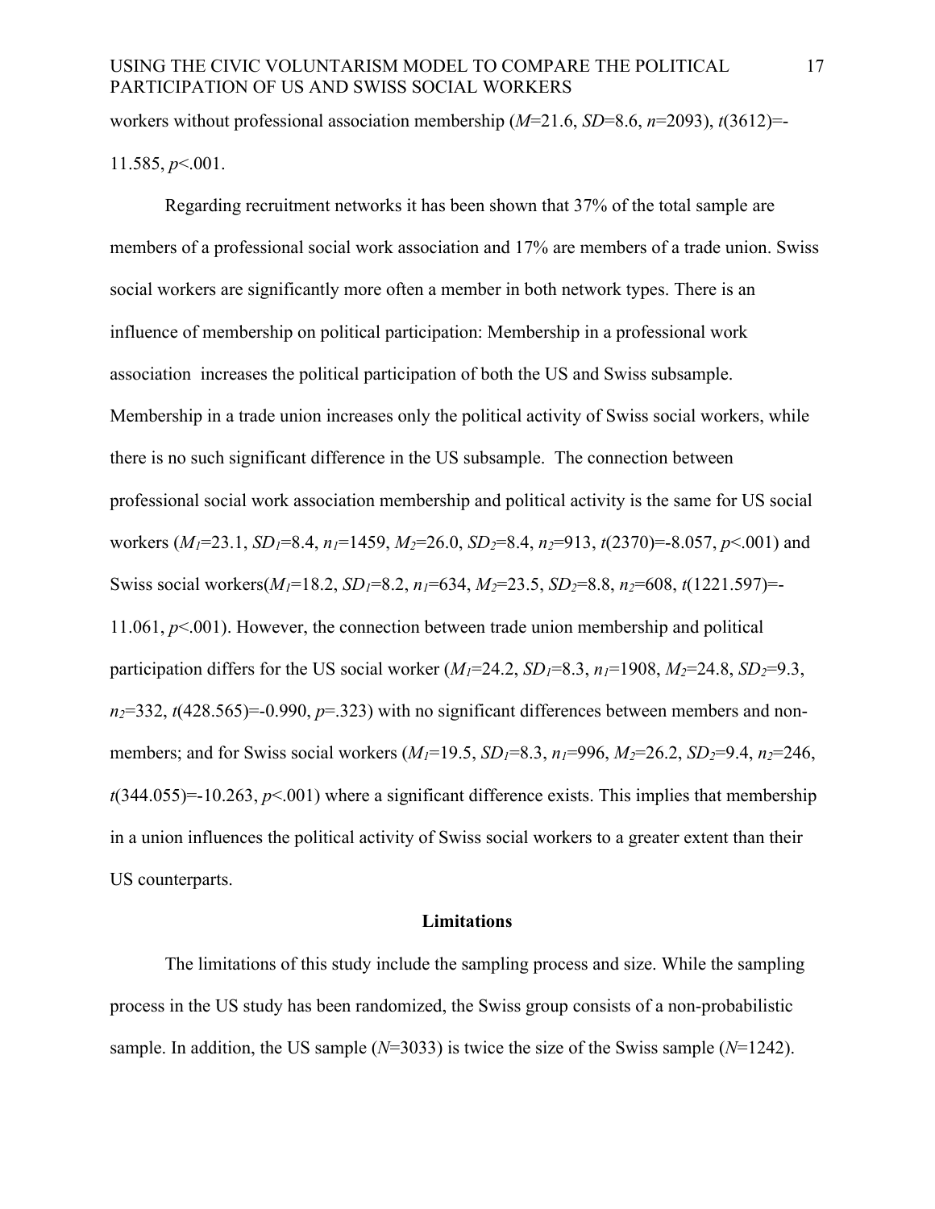workers without professional association membership ($M$=21.6, $SD$=8.6, $n$=2093), $t(3612)=-11.585$, $p<.001$.

Regarding recruitment networks it has been shown that 37% of the total sample are members of a professional social work association and 17% are members of a trade union. Swiss social workers are significantly more often a member in both network types. There is an influence of membership on political participation: Membership in a professional work association increases the political participation of both the US and Swiss subsample. Membership in a trade union increases only the political activity of Swiss social workers, while there is no such significant difference in the US subsample. The connection between professional social work association membership and political activity is the same for US social workers ($M_1$=23.1, $SD_1$=8.4, $n_1$=1459, $M_2$=26.0, $SD_2$=8.4, $n_2$=913, $t(2370)=-8.057$, $p<.001$) and Swiss social workers($M_1$=18.2, $SD_1$=8.2, $n_1$=634, $M_2$=23.5, $SD_2$=8.8, $n_2$=608, $t(1221.597)=-11.061$, $p<.001$). However, the connection between trade union membership and political participation differs for the US social worker ($M_1$=24.2, $SD_1$=8.3, $n_1$=1908, $M_2$=24.8, $SD_2$=9.3, $n_2$=332, $t(428.565)=-0.990$, $p=.323$) with no significant differences between members and non-members; and for Swiss social workers ($M_1$=19.5, $SD_1$=8.3, $n_1$=996, $M_2$=26.2, $SD_2$=9.4, $n_2$=246, $t(344.055)=-10.263$, $p<.001$) where a significant difference exists. This implies that membership in a union influences the political activity of Swiss social workers to a greater extent than their US counterparts.

## Limitations

The limitations of this study include the sampling process and size. While the sampling process in the US study has been randomized, the Swiss group consists of a non-probabilistic sample. In addition, the US sample ($N$=3033) is twice the size of the Swiss sample ($N$=1242).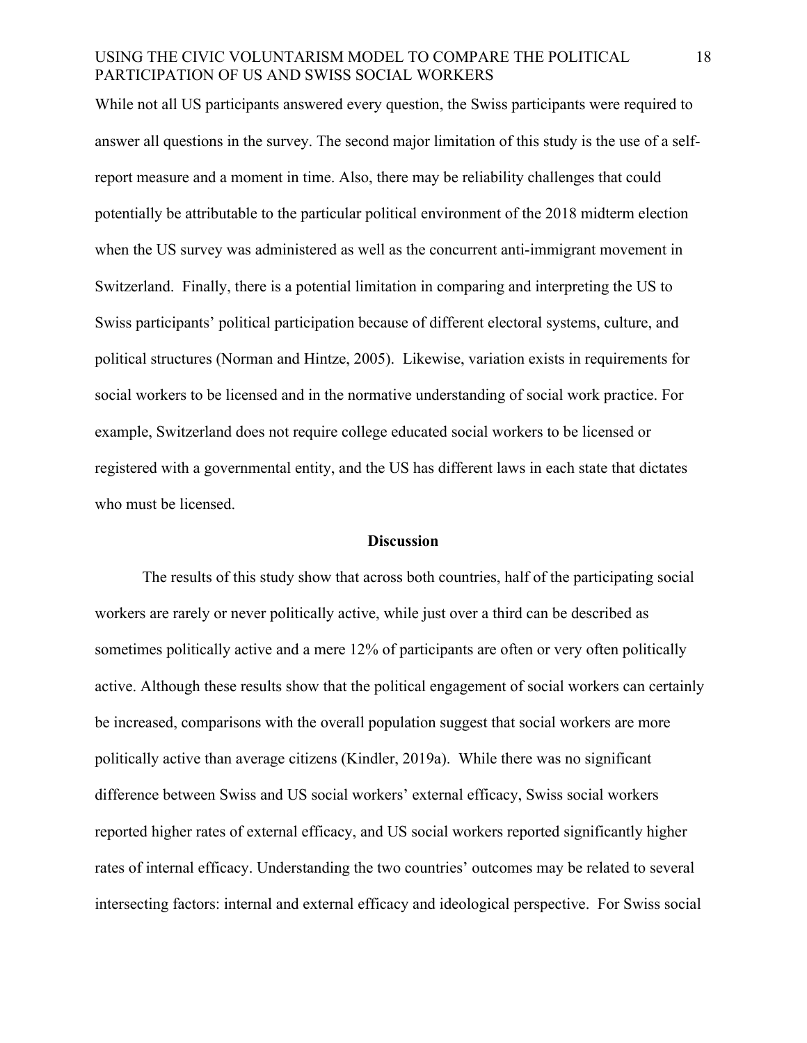While not all US participants answered every question, the Swiss participants were required to answer all questions in the survey. The second major limitation of this study is the use of a self-report measure and a moment in time. Also, there may be reliability challenges that could potentially be attributable to the particular political environment of the 2018 midterm election when the US survey was administered as well as the concurrent anti-immigrant movement in Switzerland. Finally, there is a potential limitation in comparing and interpreting the US to Swiss participants' political participation because of different electoral systems, culture, and political structures (Norman and Hintze, 2005). Likewise, variation exists in requirements for social workers to be licensed and in the normative understanding of social work practice. For example, Switzerland does not require college educated social workers to be licensed or registered with a governmental entity, and the US has different laws in each state that dictates who must be licensed.

## Discussion

The results of this study show that across both countries, half of the participating social workers are rarely or never politically active, while just over a third can be described as sometimes politically active and a mere 12% of participants are often or very often politically active. Although these results show that the political engagement of social workers can certainly be increased, comparisons with the overall population suggest that social workers are more politically active than average citizens (Kindler, 2019a). While there was no significant difference between Swiss and US social workers' external efficacy, Swiss social workers reported higher rates of external efficacy, and US social workers reported significantly higher rates of internal efficacy. Understanding the two countries' outcomes may be related to several intersecting factors: internal and external efficacy and ideological perspective. For Swiss social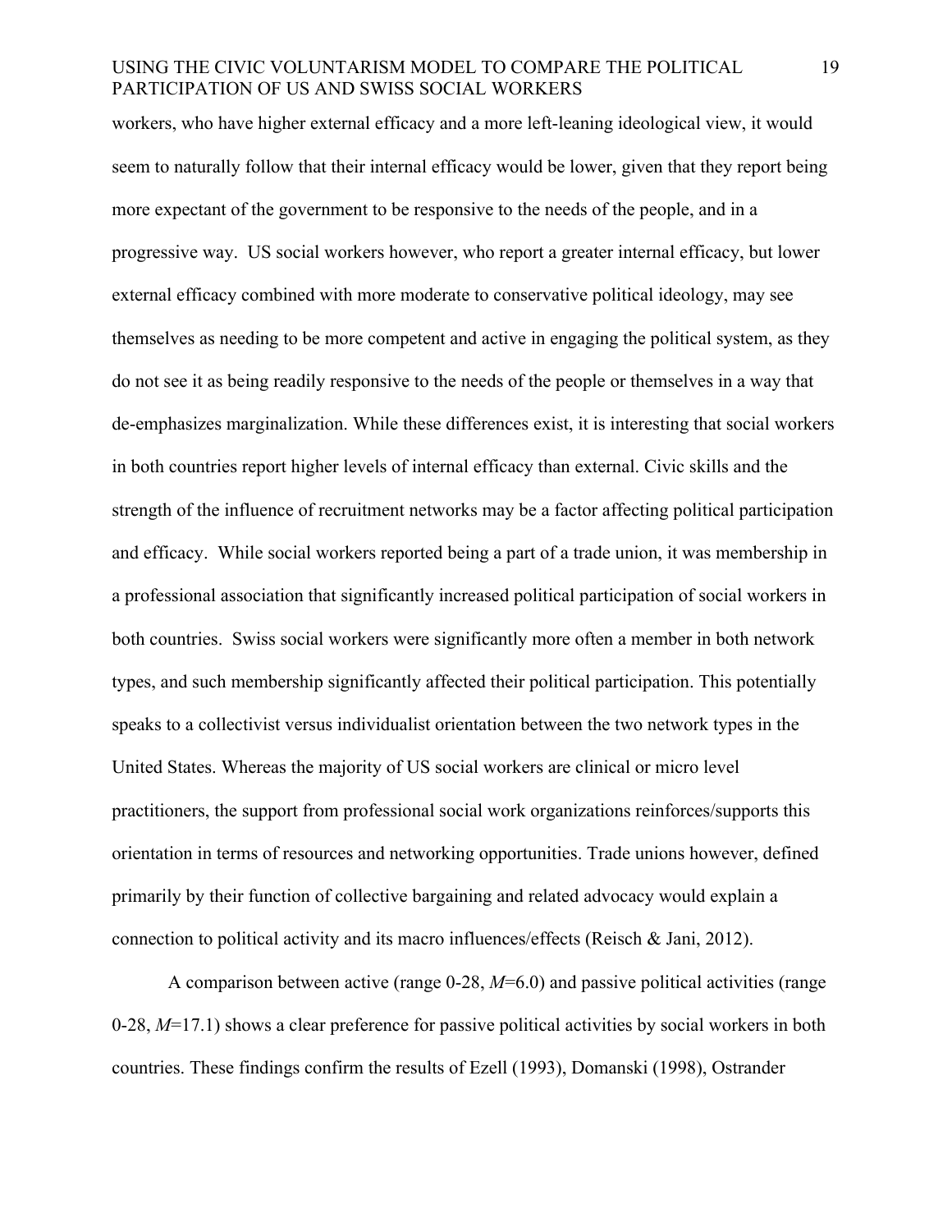workers, who have higher external efficacy and a more left-leaning ideological view, it would seem to naturally follow that their internal efficacy would be lower, given that they report being more expectant of the government to be responsive to the needs of the people, and in a progressive way. US social workers however, who report a greater internal efficacy, but lower external efficacy combined with more moderate to conservative political ideology, may see themselves as needing to be more competent and active in engaging the political system, as they do not see it as being readily responsive to the needs of the people or themselves in a way that de-emphasizes marginalization. While these differences exist, it is interesting that social workers in both countries report higher levels of internal efficacy than external. Civic skills and the strength of the influence of recruitment networks may be a factor affecting political participation and efficacy. While social workers reported being a part of a trade union, it was membership in a professional association that significantly increased political participation of social workers in both countries. Swiss social workers were significantly more often a member in both network types, and such membership significantly affected their political participation. This potentially speaks to a collectivist versus individualist orientation between the two network types in the United States. Whereas the majority of US social workers are clinical or micro level practitioners, the support from professional social work organizations reinforces/supports this orientation in terms of resources and networking opportunities. Trade unions however, defined primarily by their function of collective bargaining and related advocacy would explain a connection to political activity and its macro influences/effects (Reisch & Jani, 2012).

A comparison between active (range 0-28, $M$=6.0) and passive political activities (range 0-28, $M$=17.1) shows a clear preference for passive political activities by social workers in both countries. These findings confirm the results of Ezell (1993), Domanski (1998), Ostrander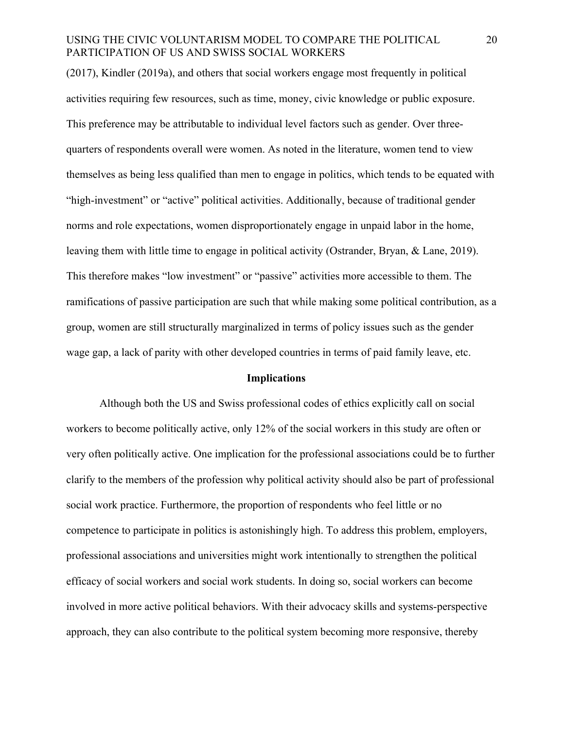(2017), Kindler (2019a), and others that social workers engage most frequently in political activities requiring few resources, such as time, money, civic knowledge or public exposure. This preference may be attributable to individual level factors such as gender. Over three-quarters of respondents overall were women. As noted in the literature, women tend to view themselves as being less qualified than men to engage in politics, which tends to be equated with "high-investment" or "active" political activities. Additionally, because of traditional gender norms and role expectations, women disproportionately engage in unpaid labor in the home, leaving them with little time to engage in political activity (Ostrander, Bryan, & Lane, 2019). This therefore makes "low investment" or "passive" activities more accessible to them. The ramifications of passive participation are such that while making some political contribution, as a group, women are still structurally marginalized in terms of policy issues such as the gender wage gap, a lack of parity with other developed countries in terms of paid family leave, etc.

## Implications

Although both the US and Swiss professional codes of ethics explicitly call on social workers to become politically active, only 12% of the social workers in this study are often or very often politically active. One implication for the professional associations could be to further clarify to the members of the profession why political activity should also be part of professional social work practice. Furthermore, the proportion of respondents who feel little or no competence to participate in politics is astonishingly high. To address this problem, employers, professional associations and universities might work intentionally to strengthen the political efficacy of social workers and social work students. In doing so, social workers can become involved in more active political behaviors. With their advocacy skills and systems-perspective approach, they can also contribute to the political system becoming more responsive, thereby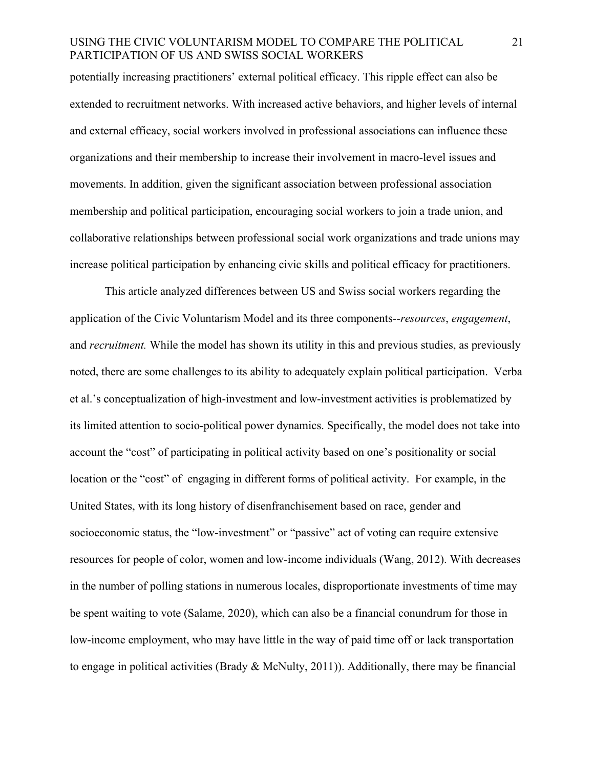potentially increasing practitioners' external political efficacy. This ripple effect can also be extended to recruitment networks. With increased active behaviors, and higher levels of internal and external efficacy, social workers involved in professional associations can influence these organizations and their membership to increase their involvement in macro-level issues and movements. In addition, given the significant association between professional association membership and political participation, encouraging social workers to join a trade union, and collaborative relationships between professional social work organizations and trade unions may increase political participation by enhancing civic skills and political efficacy for practitioners.

This article analyzed differences between US and Swiss social workers regarding the application of the Civic Voluntarism Model and its three components--*resources*, *engagement*, and *recruitment.* While the model has shown its utility in this and previous studies, as previously noted, there are some challenges to its ability to adequately explain political participation. Verba et al.'s conceptualization of high-investment and low-investment activities is problematized by its limited attention to socio-political power dynamics. Specifically, the model does not take into account the "cost" of participating in political activity based on one's positionality or social location or the "cost" of engaging in different forms of political activity. For example, in the United States, with its long history of disenfranchisement based on race, gender and socioeconomic status, the "low-investment" or "passive" act of voting can require extensive resources for people of color, women and low-income individuals (Wang, 2012). With decreases in the number of polling stations in numerous locales, disproportionate investments of time may be spent waiting to vote (Salame, 2020), which can also be a financial conundrum for those in low-income employment, who may have little in the way of paid time off or lack transportation to engage in political activities (Brady & McNulty, 2011)). Additionally, there may be financial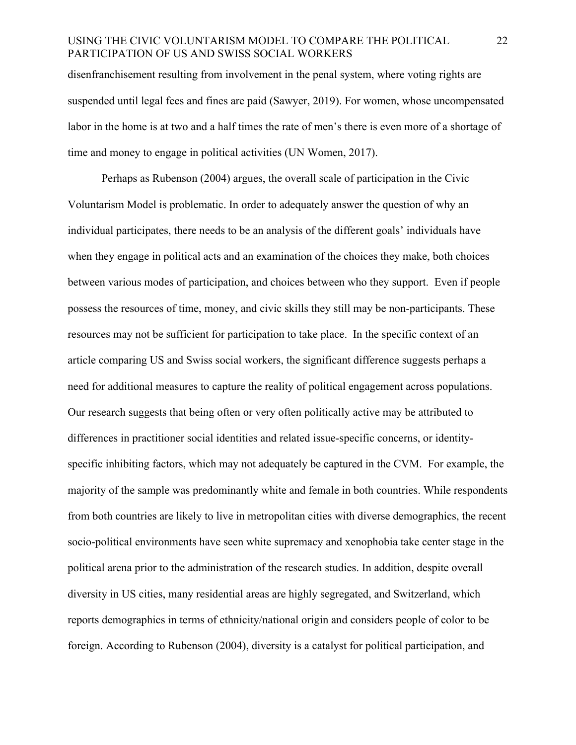disenfranchisement resulting from involvement in the penal system, where voting rights are suspended until legal fees and fines are paid (Sawyer, 2019). For women, whose uncompensated labor in the home is at two and a half times the rate of men's there is even more of a shortage of time and money to engage in political activities (UN Women, 2017).

Perhaps as Rubenson (2004) argues, the overall scale of participation in the Civic Voluntarism Model is problematic. In order to adequately answer the question of why an individual participates, there needs to be an analysis of the different goals' individuals have when they engage in political acts and an examination of the choices they make, both choices between various modes of participation, and choices between who they support. Even if people possess the resources of time, money, and civic skills they still may be non-participants. These resources may not be sufficient for participation to take place. In the specific context of an article comparing US and Swiss social workers, the significant difference suggests perhaps a need for additional measures to capture the reality of political engagement across populations. Our research suggests that being often or very often politically active may be attributed to differences in practitioner social identities and related issue-specific concerns, or identity-specific inhibiting factors, which may not adequately be captured in the CVM. For example, the majority of the sample was predominantly white and female in both countries. While respondents from both countries are likely to live in metropolitan cities with diverse demographics, the recent socio-political environments have seen white supremacy and xenophobia take center stage in the political arena prior to the administration of the research studies. In addition, despite overall diversity in US cities, many residential areas are highly segregated, and Switzerland, which reports demographics in terms of ethnicity/national origin and considers people of color to be foreign. According to Rubenson (2004), diversity is a catalyst for political participation, and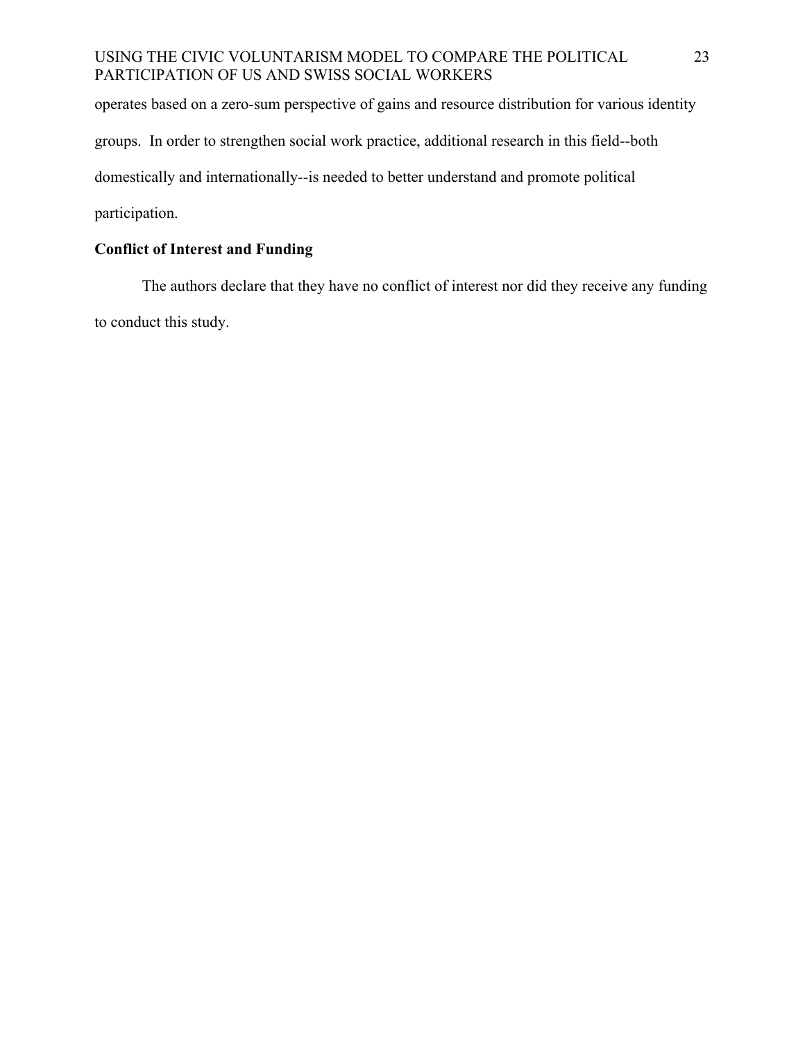operates based on a zero-sum perspective of gains and resource distribution for various identity groups. In order to strengthen social work practice, additional research in this field--both domestically and internationally--is needed to better understand and promote political participation.

## Conflict of Interest and Funding

The authors declare that they have no conflict of interest nor did they receive any funding to conduct this study.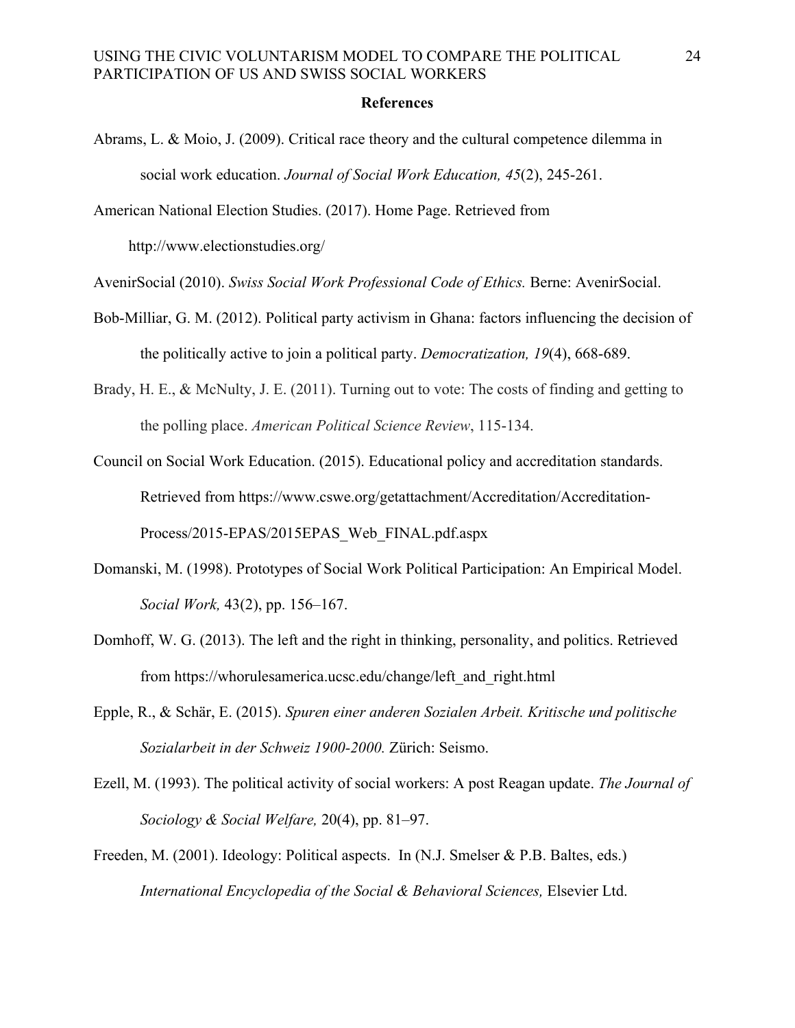## References

Abrams, L. & Moio, J. (2009). Critical race theory and the cultural competence dilemma in social work education. *Journal of Social Work Education, 45*(2), 245-261.

American National Election Studies. (2017). Home Page. Retrieved from http://www.electionstudies.org/

AvenirSocial (2010). *Swiss Social Work Professional Code of Ethics.* Berne: AvenirSocial.

Bob-Milliar, G. M. (2012). Political party activism in Ghana: factors influencing the decision of the politically active to join a political party. *Democratization, 19*(4), 668-689.

Brady, H. E., & McNulty, J. E. (2011). Turning out to vote: The costs of finding and getting to the polling place. *American Political Science Review*, 115-134.

Council on Social Work Education. (2015). Educational policy and accreditation standards. Retrieved from https://www.cswe.org/getattachment/Accreditation/Accreditation-Process/2015-EPAS/2015EPAS_Web_FINAL.pdf.aspx

Domanski, M. (1998). Prototypes of Social Work Political Participation: An Empirical Model. *Social Work,* 43(2), pp. 156–167.

Domhoff, W. G. (2013). The left and the right in thinking, personality, and politics. Retrieved from https://whorulesamerica.ucsc.edu/change/left_and_right.html

Epple, R., & Schär, E. (2015). *Spuren einer anderen Sozialen Arbeit. Kritische und politische Sozialarbeit in der Schweiz 1900-2000.* Zürich: Seismo.

Ezell, M. (1993). The political activity of social workers: A post Reagan update. *The Journal of Sociology & Social Welfare,* 20(4), pp. 81–97.

Freeden, M. (2001). Ideology: Political aspects. In (N.J. Smelser & P.B. Baltes, eds.) *International Encyclopedia of the Social & Behavioral Sciences,* Elsevier Ltd.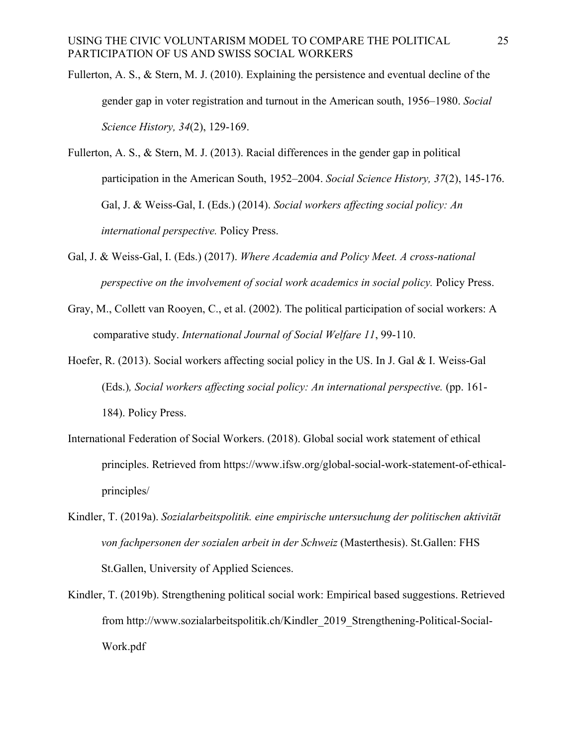Fullerton, A. S., & Stern, M. J. (2010). Explaining the persistence and eventual decline of the gender gap in voter registration and turnout in the American south, 1956–1980. *Social Science History, 34*(2), 129-169.

Fullerton, A. S., & Stern, M. J. (2013). Racial differences in the gender gap in political participation in the American South, 1952–2004. *Social Science History, 37*(2), 145-176.

Gal, J. & Weiss-Gal, I. (Eds.) (2014). *Social workers affecting social policy: An international perspective.* Policy Press.

Gal, J. & Weiss-Gal, I. (Eds.) (2017). *Where Academia and Policy Meet. A cross-national perspective on the involvement of social work academics in social policy.* Policy Press.

Gray, M., Collett van Rooyen, C., et al. (2002). The political participation of social workers: A comparative study. *International Journal of Social Welfare 11*, 99-110.

Hoefer, R. (2013). Social workers affecting social policy in the US. In J. Gal & I. Weiss-Gal (Eds.)*, Social workers affecting social policy: An international perspective.* (pp. 161-184). Policy Press.

International Federation of Social Workers. (2018). Global social work statement of ethical principles. Retrieved from https://www.ifsw.org/global-social-work-statement-of-ethical-principles/

Kindler, T. (2019a). *Sozialarbeitspolitik. eine empirische untersuchung der politischen aktivität von fachpersonen der sozialen arbeit in der Schweiz* (Masterthesis). St.Gallen: FHS St.Gallen, University of Applied Sciences.

Kindler, T. (2019b). Strengthening political social work: Empirical based suggestions. Retrieved from http://www.sozialarbeitspolitik.ch/Kindler_2019_Strengthening-Political-Social-Work.pdf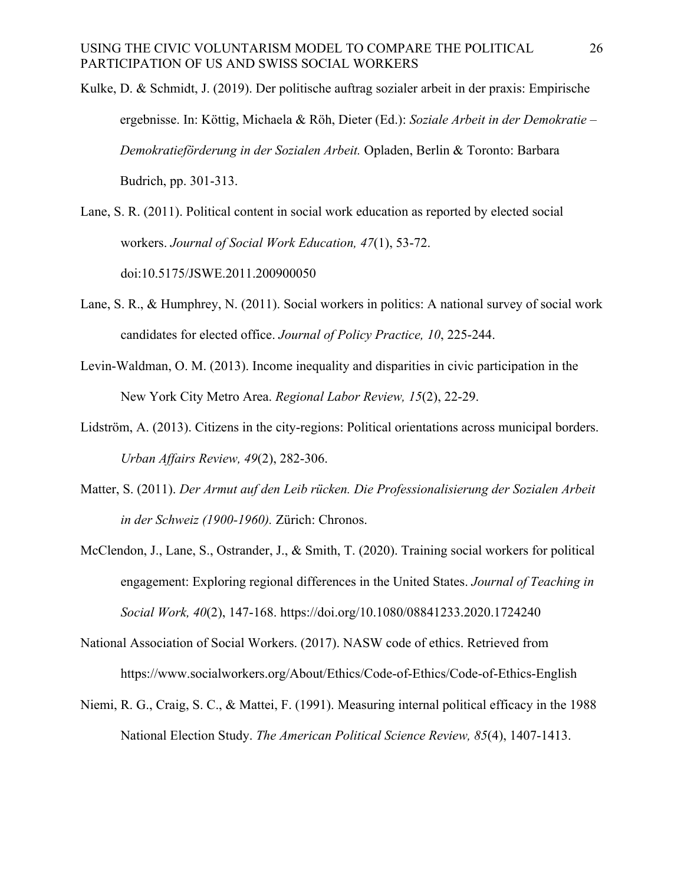Kulke, D. & Schmidt, J. (2019). Der politische auftrag sozialer arbeit in der praxis: Empirische ergebnisse. In: Köttig, Michaela & Röh, Dieter (Ed.): *Soziale Arbeit in der Demokratie – Demokratieförderung in der Sozialen Arbeit.* Opladen, Berlin & Toronto: Barbara Budrich, pp. 301-313.

Lane, S. R. (2011). Political content in social work education as reported by elected social workers. *Journal of Social Work Education, 47*(1), 53-72. doi:10.5175/JSWE.2011.200900050

Lane, S. R., & Humphrey, N. (2011). Social workers in politics: A national survey of social work candidates for elected office. *Journal of Policy Practice, 10*, 225-244.

Levin-Waldman, O. M. (2013). Income inequality and disparities in civic participation in the New York City Metro Area. *Regional Labor Review, 15*(2), 22-29.

Lidström, A. (2013). Citizens in the city-regions: Political orientations across municipal borders. *Urban Affairs Review, 49*(2), 282-306.

Matter, S. (2011). *Der Armut auf den Leib rücken. Die Professionalisierung der Sozialen Arbeit in der Schweiz (1900-1960).* Zürich: Chronos.

McClendon, J., Lane, S., Ostrander, J., & Smith, T. (2020). Training social workers for political engagement: Exploring regional differences in the United States. *Journal of Teaching in Social Work, 40*(2), 147-168. https://doi.org/10.1080/08841233.2020.1724240

National Association of Social Workers. (2017). NASW code of ethics. Retrieved from https://www.socialworkers.org/About/Ethics/Code-of-Ethics/Code-of-Ethics-English

Niemi, R. G., Craig, S. C., & Mattei, F. (1991). Measuring internal political efficacy in the 1988 National Election Study. *The American Political Science Review, 85*(4), 1407-1413.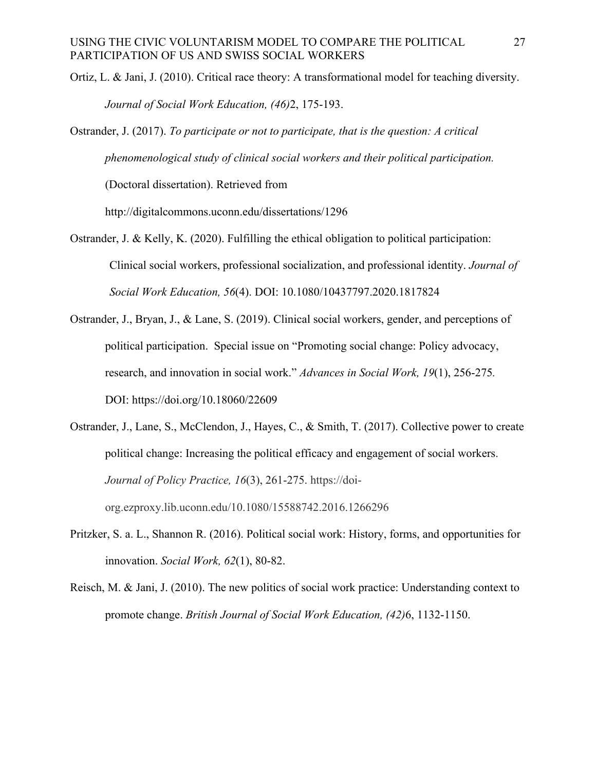Ortiz, L. & Jani, J. (2010). Critical race theory: A transformational model for teaching diversity. *Journal of Social Work Education, (46)*2, 175-193.

Ostrander, J. (2017). *To participate or not to participate, that is the question: A critical phenomenological study of clinical social workers and their political participation.* (Doctoral dissertation). Retrieved from http://digitalcommons.uconn.edu/dissertations/1296

Ostrander, J. & Kelly, K. (2020). Fulfilling the ethical obligation to political participation: Clinical social workers, professional socialization, and professional identity. *Journal of Social Work Education, 56*(4). DOI: 10.1080/10437797.2020.1817824

Ostrander, J., Bryan, J., & Lane, S. (2019). Clinical social workers, gender, and perceptions of political participation. Special issue on "Promoting social change: Policy advocacy, research, and innovation in social work." *Advances in Social Work, 19*(1), 256-275. DOI: https://doi.org/10.18060/22609

Ostrander, J., Lane, S., McClendon, J., Hayes, C., & Smith, T. (2017). Collective power to create political change: Increasing the political efficacy and engagement of social workers. *Journal of Policy Practice, 16*(3), 261-275. https://doi-org.ezproxy.lib.uconn.edu/10.1080/15588742.2016.1266296

Pritzker, S. a. L., Shannon R. (2016). Political social work: History, forms, and opportunities for innovation. *Social Work, 62*(1), 80-82.

Reisch, M. & Jani, J. (2010). The new politics of social work practice: Understanding context to promote change. *British Journal of Social Work Education, (42)*6, 1132-1150.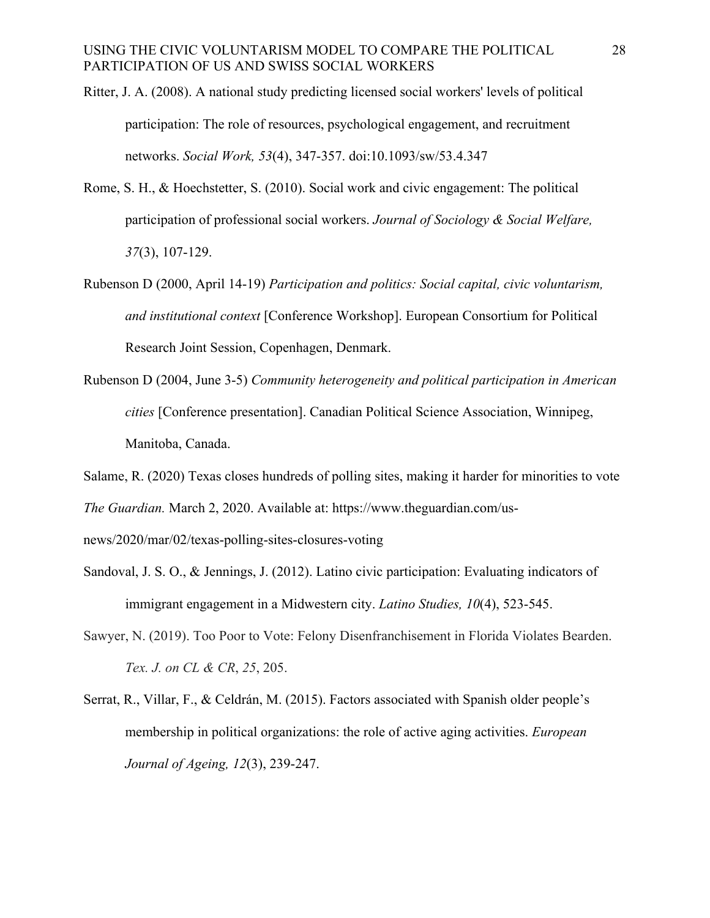Ritter, J. A. (2008). A national study predicting licensed social workers' levels of political participation: The role of resources, psychological engagement, and recruitment networks. *Social Work, 53*(4), 347-357. doi:10.1093/sw/53.4.347

Rome, S. H., & Hoechstetter, S. (2010). Social work and civic engagement: The political participation of professional social workers. *Journal of Sociology & Social Welfare, 37*(3), 107-129.

Rubenson D (2000, April 14-19) *Participation and politics: Social capital, civic voluntarism, and institutional context* [Conference Workshop]. European Consortium for Political Research Joint Session, Copenhagen, Denmark.

Rubenson D (2004, June 3-5) *Community heterogeneity and political participation in American cities* [Conference presentation]. Canadian Political Science Association, Winnipeg, Manitoba, Canada.

Salame, R. (2020) Texas closes hundreds of polling sites, making it harder for minorities to vote *The Guardian.* March 2, 2020. Available at: https://www.theguardian.com/us-news/2020/mar/02/texas-polling-sites-closures-voting

Sandoval, J. S. O., & Jennings, J. (2012). Latino civic participation: Evaluating indicators of immigrant engagement in a Midwestern city. *Latino Studies, 10*(4), 523-545.

Sawyer, N. (2019). Too Poor to Vote: Felony Disenfranchisement in Florida Violates Bearden. *Tex. J. on CL & CR*, *25*, 205.

Serrat, R., Villar, F., & Celdrán, M. (2015). Factors associated with Spanish older people's membership in political organizations: the role of active aging activities. *European Journal of Ageing, 12*(3), 239-247.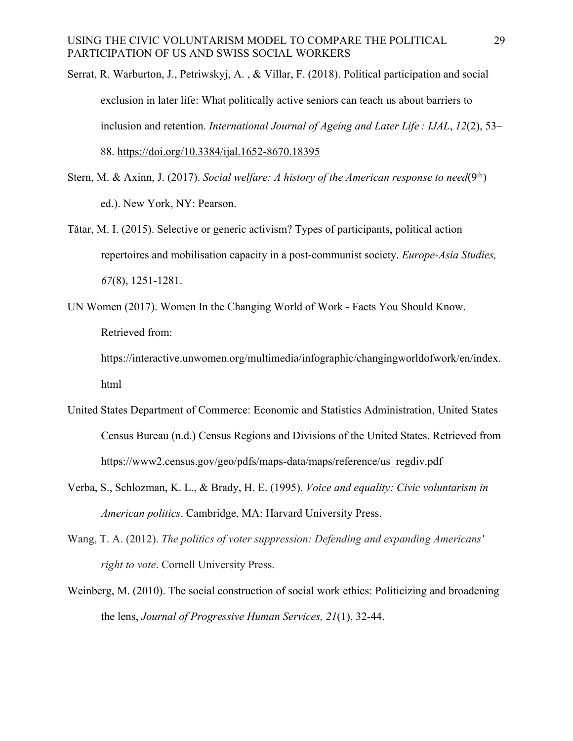Serrat, R. Warburton, J., Petriwskyj, A. , & Villar, F. (2018). Political participation and social exclusion in later life: What politically active seniors can teach us about barriers to inclusion and retention. *International Journal of Ageing and Later Life : IJAL*, *12*(2), 53–88. https://doi.org/10.3384/ijal.1652-8670.18395

Stern, M. & Axinn, J. (2017). *Social welfare: A history of the American response to need*(9th) ed.). New York, NY: Pearson.

Tătar, M. I. (2015). Selective or generic activism? Types of participants, political action repertoires and mobilisation capacity in a post-communist society. *Europe-Asia Studies, 67*(8), 1251-1281.

UN Women (2017). Women In the Changing World of Work - Facts You Should Know. Retrieved from: https://interactive.unwomen.org/multimedia/infographic/changingworldofwork/en/index.html

United States Department of Commerce: Economic and Statistics Administration, United States Census Bureau (n.d.) Census Regions and Divisions of the United States. Retrieved from https://www2.census.gov/geo/pdfs/maps-data/maps/reference/us_regdiv.pdf

Verba, S., Schlozman, K. L., & Brady, H. E. (1995). *Voice and equality: Civic voluntarism in American politics*. Cambridge, MA: Harvard University Press.

Wang, T. A. (2012). *The politics of voter suppression: Defending and expanding Americans' right to vote*. Cornell University Press.

Weinberg, M. (2010). The social construction of social work ethics: Politicizing and broadening the lens, *Journal of Progressive Human Services, 21*(1), 32-44.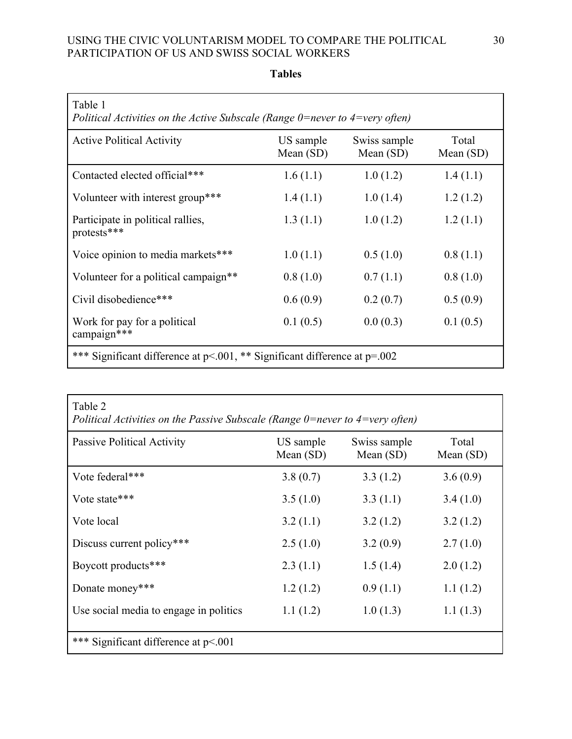**Tables**

Table 1
*Political Activities on the Active Subscale (Range 0=never to 4=very often)*

| Active Political Activity | US sample Mean (SD) | Swiss sample Mean (SD) | Total Mean (SD) |
|---|---|---|---|
| Contacted elected official*** | 1.6 (1.1) | 1.0 (1.2) | 1.4 (1.1) |
| Volunteer with interest group*** | 1.4 (1.1) | 1.0 (1.4) | 1.2 (1.2) |
| Participate in political rallies, protests*** | 1.3 (1.1) | 1.0 (1.2) | 1.2 (1.1) |
| Voice opinion to media markets*** | 1.0 (1.1) | 0.5 (1.0) | 0.8 (1.1) |
| Volunteer for a political campaign** | 0.8 (1.0) | 0.7 (1.1) | 0.8 (1.0) |
| Civil disobedience*** | 0.6 (0.9) | 0.2 (0.7) | 0.5 (0.9) |
| Work for pay for a political campaign*** | 0.1 (0.5) | 0.0 (0.3) | 0.1 (0.5) |

*** Significant difference at $p<.001$, ** Significant difference at $p=.002$

Table 2
*Political Activities on the Passive Subscale (Range 0=never to 4=very often)*

| Passive Political Activity | US sample Mean (SD) | Swiss sample Mean (SD) | Total Mean (SD) |
|---|---|---|---|
| Vote federal*** | 3.8 (0.7) | 3.3 (1.2) | 3.6 (0.9) |
| Vote state*** | 3.5 (1.0) | 3.3 (1.1) | 3.4 (1.0) |
| Vote local | 3.2 (1.1) | 3.2 (1.2) | 3.2 (1.2) |
| Discuss current policy*** | 2.5 (1.0) | 3.2 (0.9) | 2.7 (1.0) |
| Boycott products*** | 2.3 (1.1) | 1.5 (1.4) | 2.0 (1.2) |
| Donate money*** | 1.2 (1.2) | 0.9 (1.1) | 1.1 (1.2) |
| Use social media to engage in politics | 1.1 (1.2) | 1.0 (1.3) | 1.1 (1.3) |

*** Significant difference at $p<.001$